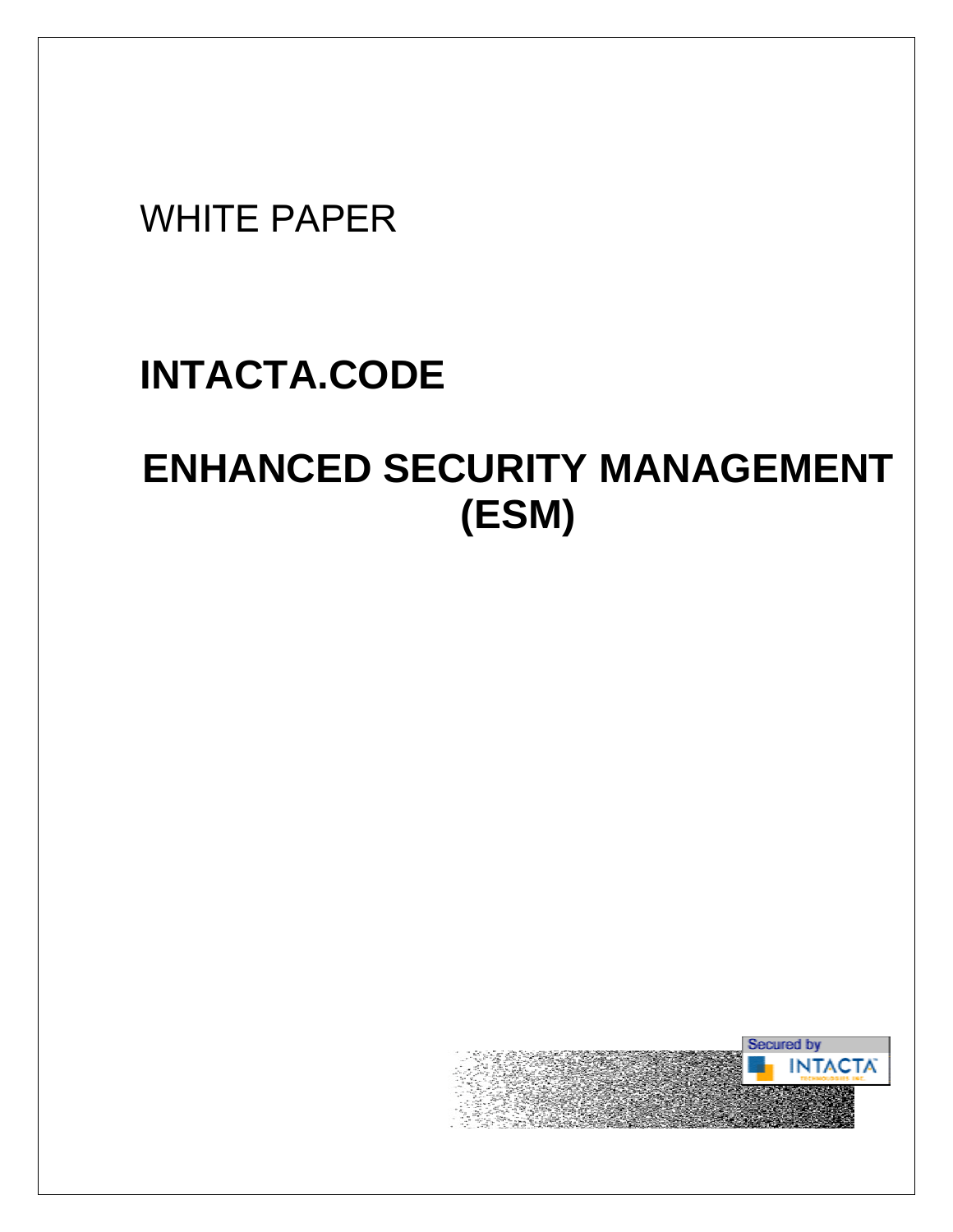WHITE PAPER

# INTACTA.CODE

# ENHANCED SECURITY MANAGEMENT (ESM)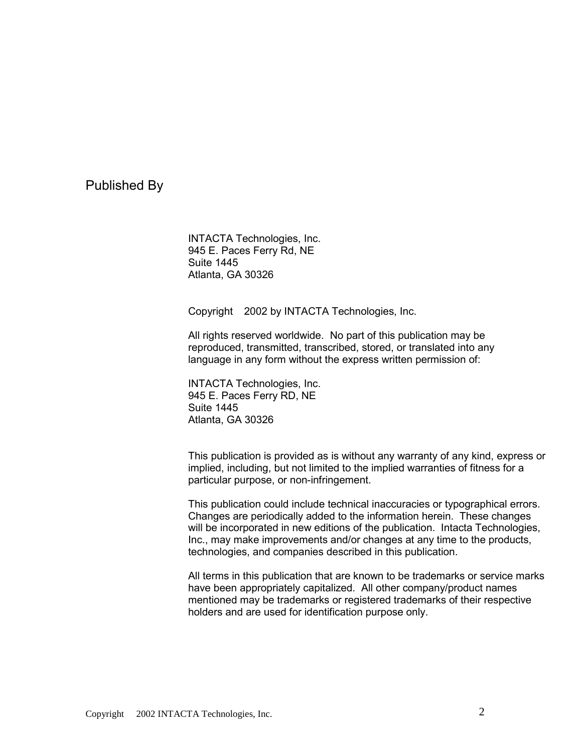## Published By

INTACTA Technologies, Inc.
945 E. Paces Ferry Rd, NE
Suite 1445
Atlanta, GA 30326

Copyright    2002 by INTACTA Technologies, Inc.

All rights reserved worldwide. No part of this publication may be reproduced, transmitted, transcribed, stored, or translated into any language in any form without the express written permission of:

INTACTA Technologies, Inc.
945 E. Paces Ferry RD, NE
Suite 1445
Atlanta, GA 30326

This publication is provided as is without any warranty of any kind, express or implied, including, but not limited to the implied warranties of fitness for a particular purpose, or non-infringement.

This publication could include technical inaccuracies or typographical errors. Changes are periodically added to the information herein. These changes will be incorporated in new editions of the publication. Intacta Technologies, Inc., may make improvements and/or changes at any time to the products, technologies, and companies described in this publication.

All terms in this publication that are known to be trademarks or service marks have been appropriately capitalized. All other company/product names mentioned may be trademarks or registered trademarks of their respective holders and are used for identification purpose only.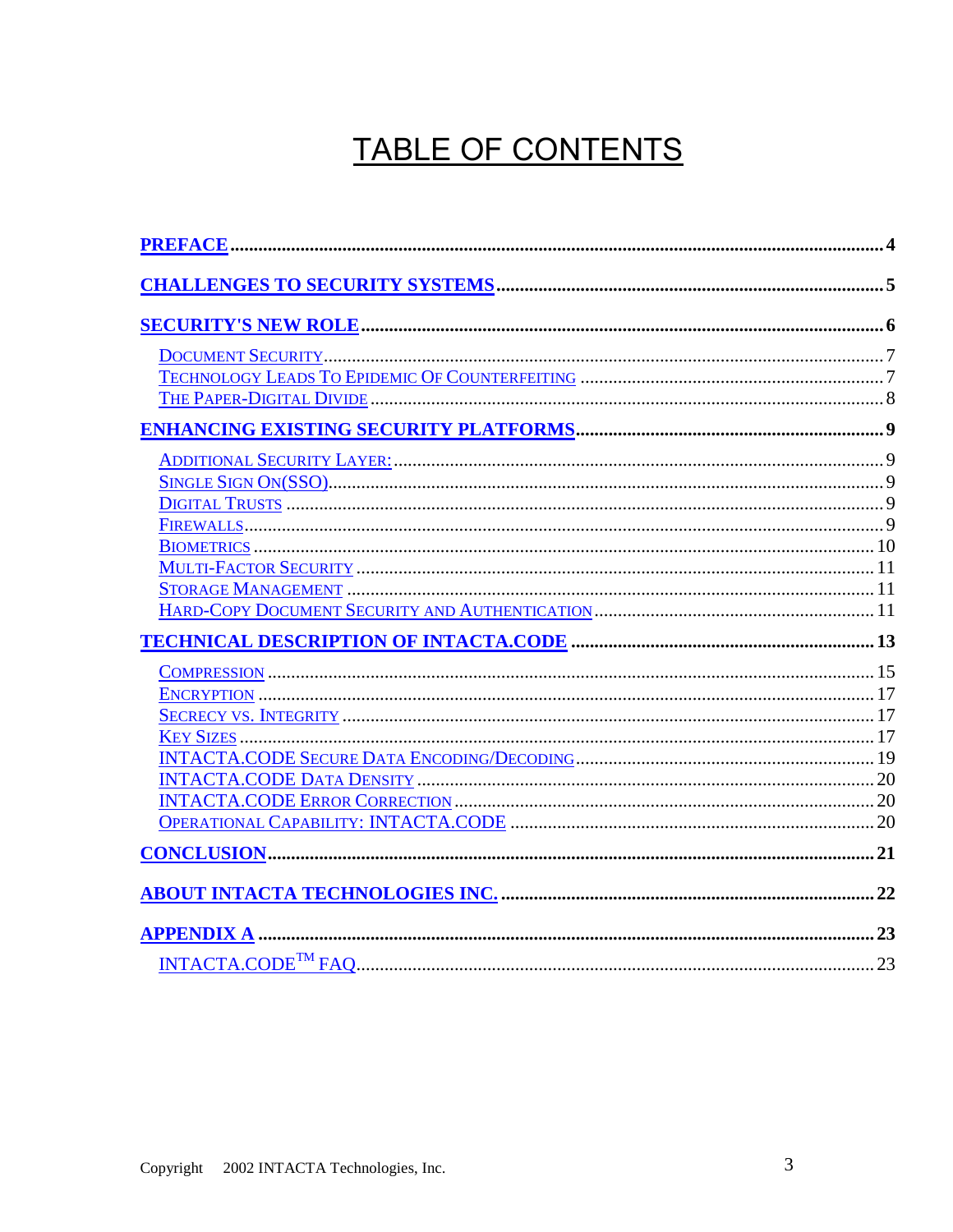# TABLE OF CONTENTS

**PREFACE** ........................................................................................................ **4**

**CHALLENGES TO SECURITY SYSTEMS** ........................................................ **5**

**SECURITY'S NEW ROLE** ................................................................................. **6**

- DOCUMENT SECURITY ................................................................................. 7
- TECHNOLOGY LEADS TO EPIDEMIC OF COUNTERFEITING ....................... 7
- THE PAPER-DIGITAL DIVIDE ....................................................................... 8

**ENHANCING EXISTING SECURITY PLATFORMS** ........................................... **9**

- ADDITIONAL SECURITY LAYER: ................................................................. 9
- SINGLE SIGN ON(SSO) ................................................................................. 9
- DIGITAL TRUSTS .......................................................................................... 9
- FIREWALLS ................................................................................................... 9
- BIOMETRICS ................................................................................................ 10
- MULTI-FACTOR SECURITY .......................................................................... 11
- STORAGE MANAGEMENT ........................................................................... 11
- HARD-COPY DOCUMENT SECURITY AND AUTHENTICATION .................... 11

**TECHNICAL DESCRIPTION OF INTACTA.CODE** ......................................... **13**

- COMPRESSION ............................................................................................ 15
- ENCRYPTION ............................................................................................... 17
- SECRECY VS. INTEGRITY ............................................................................ 17
- KEY SIZES .................................................................................................... 17
- INTACTA.CODE SECURE DATA ENCODING/DECODING ............................. 19
- INTACTA.CODE DATA DENSITY .................................................................. 20
- INTACTA.CODE ERROR CORRECTION ........................................................ 20
- OPERATIONAL CAPABILITY: INTACTA.CODE ............................................. 20

**CONCLUSION** ................................................................................................ **21**

**ABOUT INTACTA TECHNOLOGIES INC.** ..................................................... **22**

**APPENDIX A** ................................................................................................... **23**

- INTACTA.CODE™ FAQ ................................................................................. 23

Copyright 2002 INTACTA Technologies, Inc.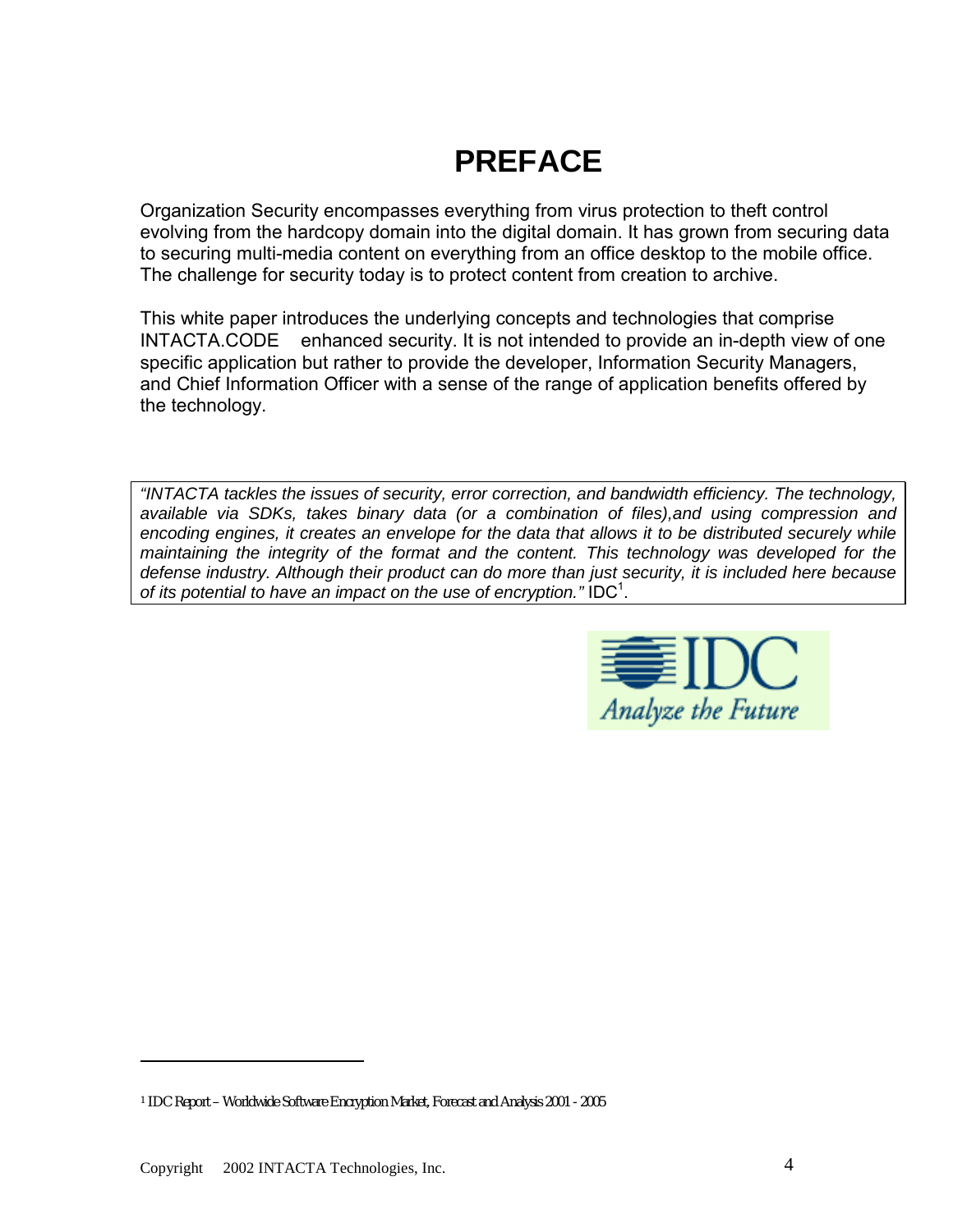# PREFACE

Organization Security encompasses everything from virus protection to theft control evolving from the hardcopy domain into the digital domain. It has grown from securing data to securing multi-media content on everything from an office desktop to the mobile office. The challenge for security today is to protect content from creation to archive.

This white paper introduces the underlying concepts and technologies that comprise INTACTA.CODE enhanced security. It is not intended to provide an in-depth view of one specific application but rather to provide the developer, Information Security Managers, and Chief Information Officer with a sense of the range of application benefits offered by the technology.

> *"INTACTA tackles the issues of security, error correction, and bandwidth efficiency. The technology, available via SDKs, takes binary data (or a combination of files),and using compression and encoding engines, it creates an envelope for the data that allows it to be distributed securely while maintaining the integrity of the format and the content. This technology was developed for the defense industry. Although their product can do more than just security, it is included here because of its potential to have an impact on the use of encryption."* IDC[1].

IDC
Analyze the Future

[1] IDC Report – Worldwide Software Encryption Market, Forecast and Analysis 2001 - 2005

Copyright 2002 INTACTA Technologies, Inc.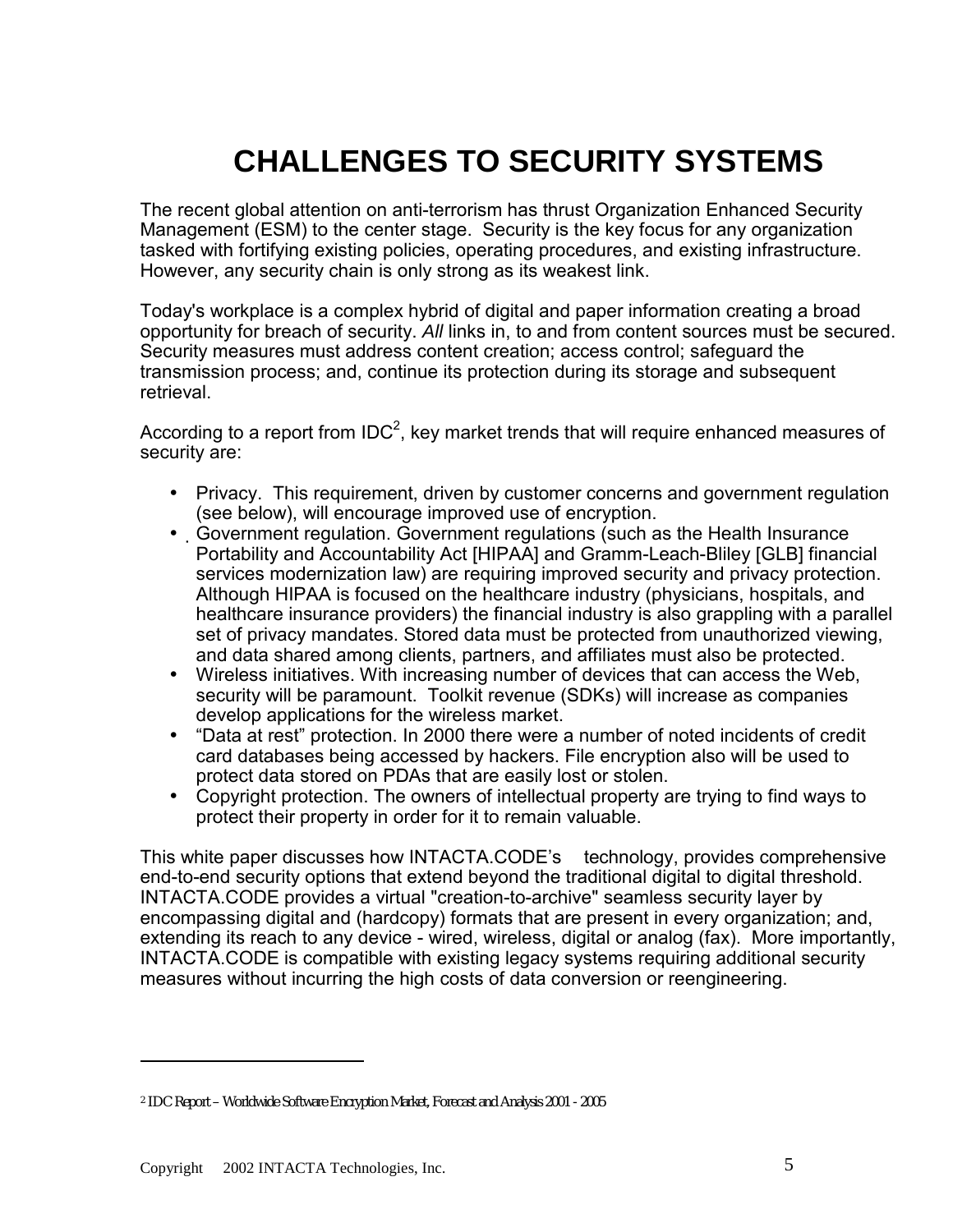# CHALLENGES TO SECURITY SYSTEMS

The recent global attention on anti-terrorism has thrust Organization Enhanced Security Management (ESM) to the center stage. Security is the key focus for any organization tasked with fortifying existing policies, operating procedures, and existing infrastructure. However, any security chain is only strong as its weakest link.

Today's workplace is a complex hybrid of digital and paper information creating a broad opportunity for breach of security. *All* links in, to and from content sources must be secured. Security measures must address content creation; access control; safeguard the transmission process; and, continue its protection during its storage and subsequent retrieval.

According to a report from IDC[2], key market trends that will require enhanced measures of security are:

- Privacy. This requirement, driven by customer concerns and government regulation (see below), will encourage improved use of encryption.
- Government regulation. Government regulations (such as the Health Insurance Portability and Accountability Act [HIPAA] and Gramm-Leach-Bliley [GLB] financial services modernization law) are requiring improved security and privacy protection. Although HIPAA is focused on the healthcare industry (physicians, hospitals, and healthcare insurance providers) the financial industry is also grappling with a parallel set of privacy mandates. Stored data must be protected from unauthorized viewing, and data shared among clients, partners, and affiliates must also be protected.
- Wireless initiatives. With increasing number of devices that can access the Web, security will be paramount. Toolkit revenue (SDKs) will increase as companies develop applications for the wireless market.
- "Data at rest" protection. In 2000 there were a number of noted incidents of credit card databases being accessed by hackers. File encryption also will be used to protect data stored on PDAs that are easily lost or stolen.
- Copyright protection. The owners of intellectual property are trying to find ways to protect their property in order for it to remain valuable.

This white paper discusses how INTACTA.CODE's technology, provides comprehensive end-to-end security options that extend beyond the traditional digital to digital threshold. INTACTA.CODE provides a virtual "creation-to-archive" seamless security layer by encompassing digital and (hardcopy) formats that are present in every organization; and, extending its reach to any device - wired, wireless, digital or analog (fax). More importantly, INTACTA.CODE is compatible with existing legacy systems requiring additional security measures without incurring the high costs of data conversion or reengineering.

---

[2] IDC Report – Worldwide Software Encryption Market, Forecast and Analysis 2001 - 2005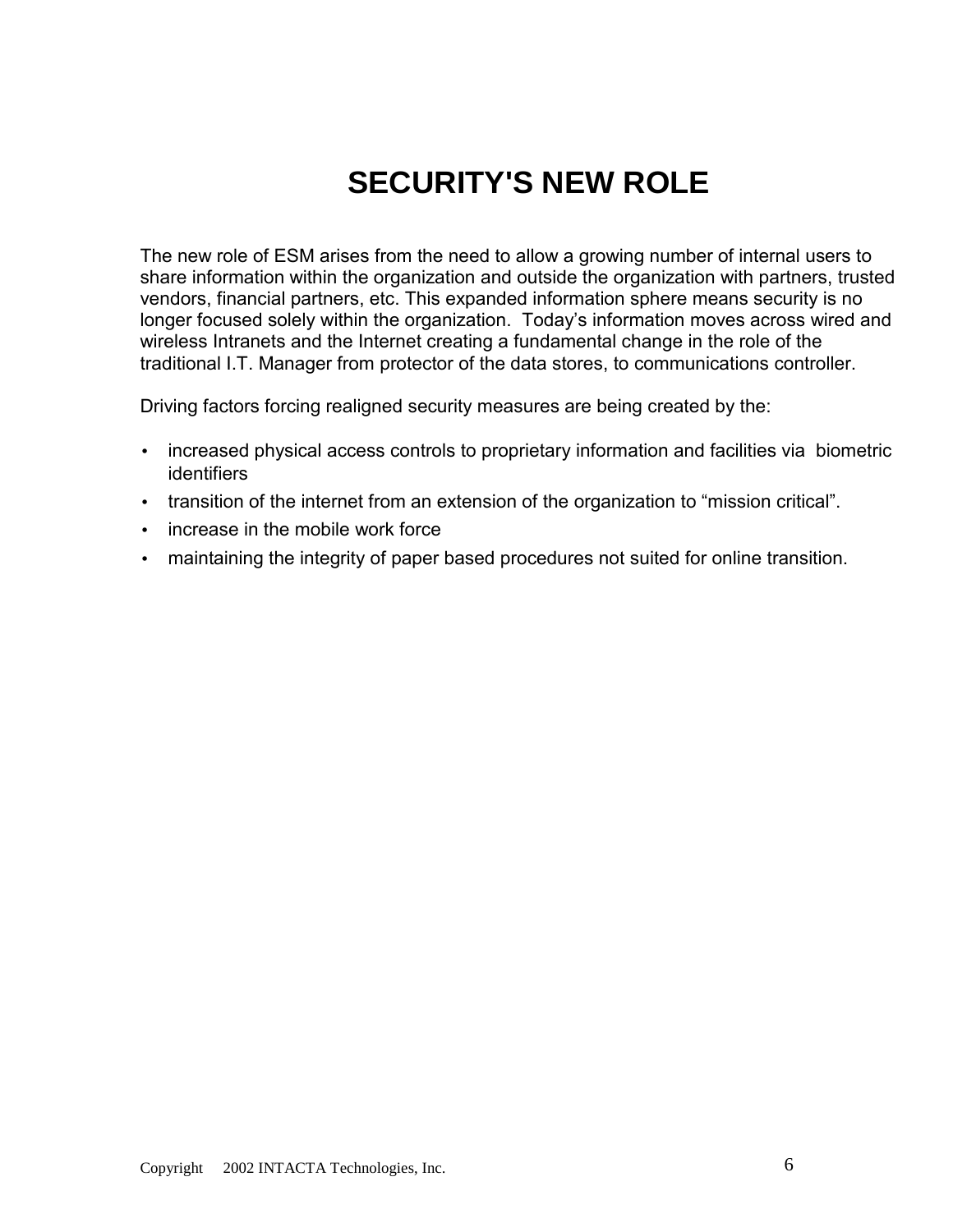# SECURITY'S NEW ROLE

The new role of ESM arises from the need to allow a growing number of internal users to share information within the organization and outside the organization with partners, trusted vendors, financial partners, etc. This expanded information sphere means security is no longer focused solely within the organization. Today's information moves across wired and wireless Intranets and the Internet creating a fundamental change in the role of the traditional I.T. Manager from protector of the data stores, to communications controller.

Driving factors forcing realigned security measures are being created by the:

- increased physical access controls to proprietary information and facilities via biometric identifiers
- transition of the internet from an extension of the organization to "mission critical".
- increase in the mobile work force
- maintaining the integrity of paper based procedures not suited for online transition.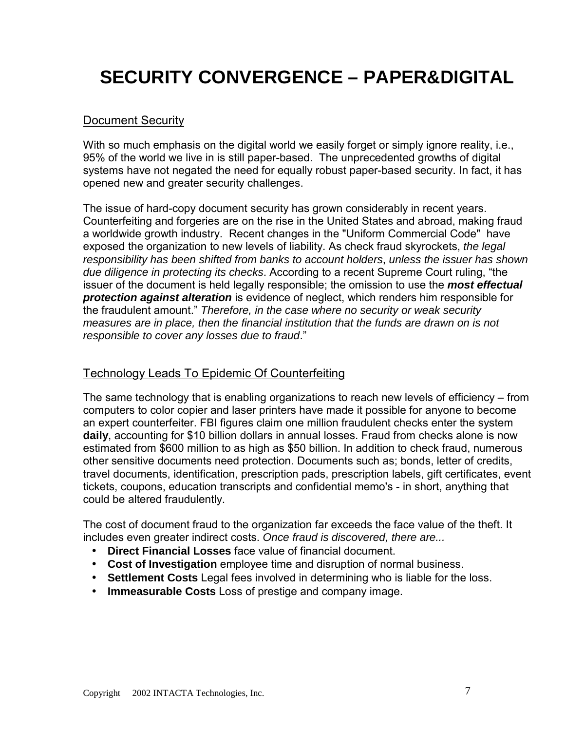# SECURITY CONVERGENCE – PAPER&DIGITAL

## Document Security

With so much emphasis on the digital world we easily forget or simply ignore reality, i.e., 95% of the world we live in is still paper-based. The unprecedented growths of digital systems have not negated the need for equally robust paper-based security. In fact, it has opened new and greater security challenges.

The issue of hard-copy document security has grown considerably in recent years. Counterfeiting and forgeries are on the rise in the United States and abroad, making fraud a worldwide growth industry. Recent changes in the "Uniform Commercial Code" have exposed the organization to new levels of liability. As check fraud skyrockets, *the legal responsibility has been shifted from banks to account holders*, *unless the issuer has shown due diligence in protecting its checks*. According to a recent Supreme Court ruling, "the issuer of the document is held legally responsible; the omission to use the ***most effectual protection against alteration*** is evidence of neglect, which renders him responsible for the fraudulent amount." *Therefore, in the case where no security or weak security measures are in place, then the financial institution that the funds are drawn on is not responsible to cover any losses due to fraud*."

## Technology Leads To Epidemic Of Counterfeiting

The same technology that is enabling organizations to reach new levels of efficiency – from computers to color copier and laser printers have made it possible for anyone to become an expert counterfeiter. FBI figures claim one million fraudulent checks enter the system **daily**, accounting for $10 billion dollars in annual losses. Fraud from checks alone is now estimated from $600 million to as high as $50 billion. In addition to check fraud, numerous other sensitive documents need protection. Documents such as; bonds, letter of credits, travel documents, identification, prescription pads, prescription labels, gift certificates, event tickets, coupons, education transcripts and confidential memo's - in short, anything that could be altered fraudulently.

The cost of document fraud to the organization far exceeds the face value of the theft. It includes even greater indirect costs. *Once fraud is discovered, there are...*

- **Direct Financial Losses** face value of financial document.
- **Cost of Investigation** employee time and disruption of normal business.
- **Settlement Costs** Legal fees involved in determining who is liable for the loss.
- **Immeasurable Costs** Loss of prestige and company image.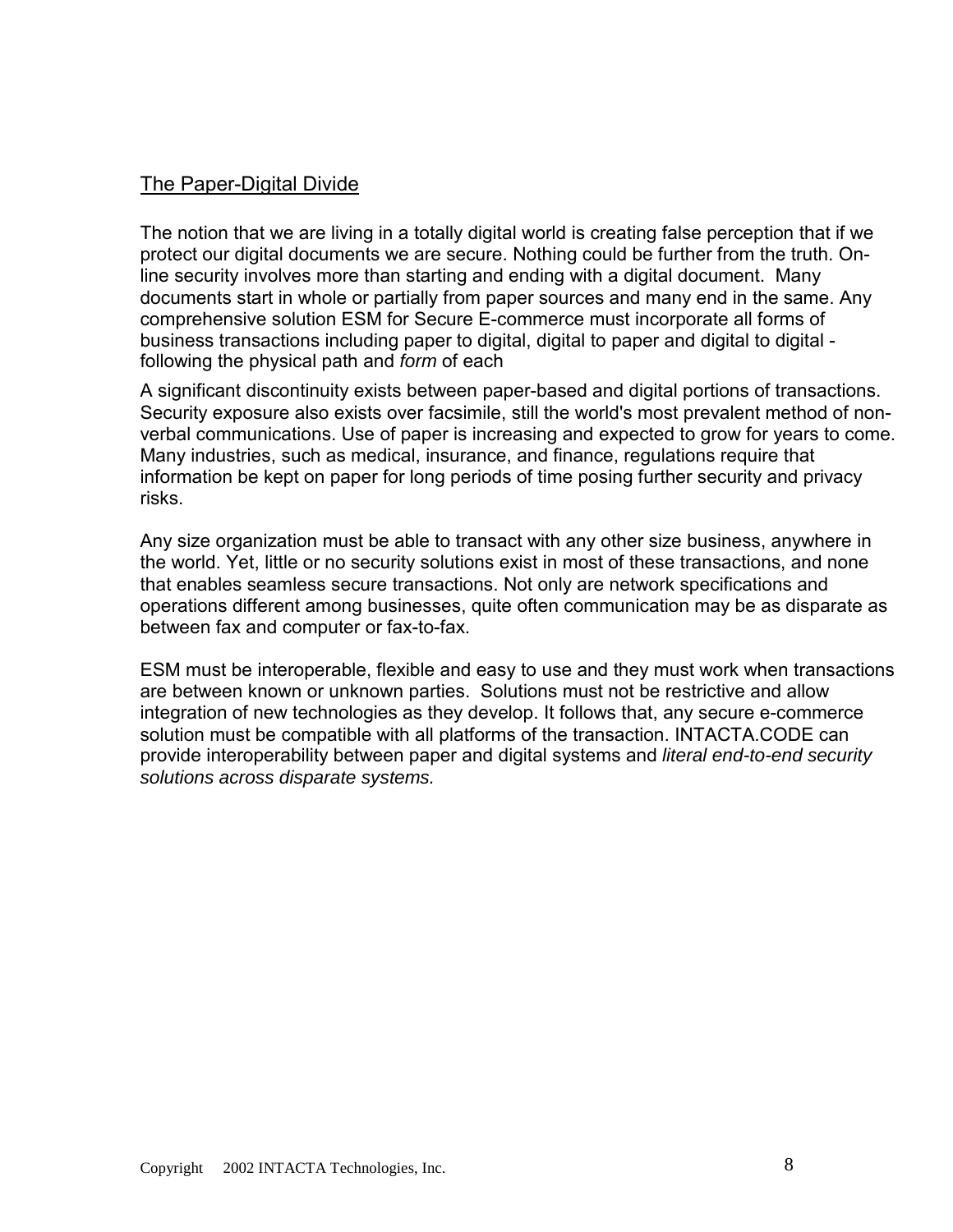## The Paper-Digital Divide

The notion that we are living in a totally digital world is creating false perception that if we protect our digital documents we are secure. Nothing could be further from the truth. On-line security involves more than starting and ending with a digital document. Many documents start in whole or partially from paper sources and many end in the same. Any comprehensive solution ESM for Secure E-commerce must incorporate all forms of business transactions including paper to digital, digital to paper and digital to digital - following the physical path and *form* of each

A significant discontinuity exists between paper-based and digital portions of transactions. Security exposure also exists over facsimile, still the world's most prevalent method of non-verbal communications. Use of paper is increasing and expected to grow for years to come. Many industries, such as medical, insurance, and finance, regulations require that information be kept on paper for long periods of time posing further security and privacy risks.

Any size organization must be able to transact with any other size business, anywhere in the world. Yet, little or no security solutions exist in most of these transactions, and none that enables seamless secure transactions. Not only are network specifications and operations different among businesses, quite often communication may be as disparate as between fax and computer or fax-to-fax.

ESM must be interoperable, flexible and easy to use and they must work when transactions are between known or unknown parties. Solutions must not be restrictive and allow integration of new technologies as they develop. It follows that, any secure e-commerce solution must be compatible with all platforms of the transaction. INTACTA.CODE can provide interoperability between paper and digital systems and *literal end-to-end security solutions across disparate systems.*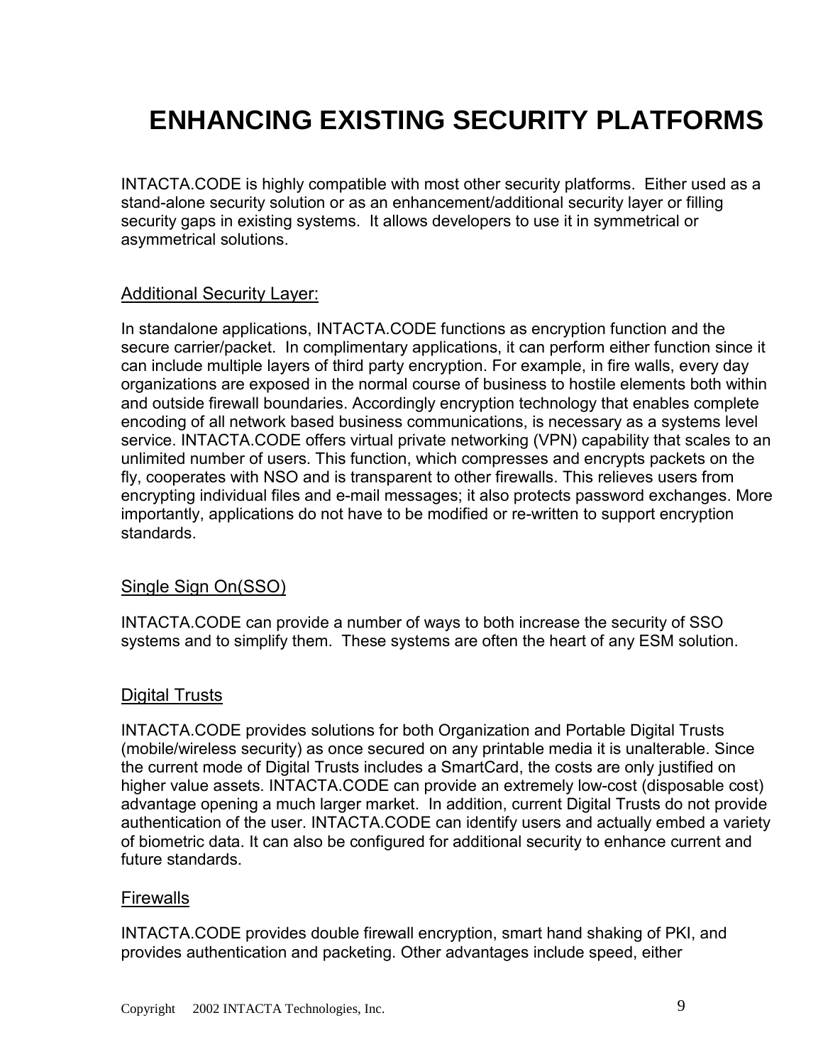# ENHANCING EXISTING SECURITY PLATFORMS

INTACTA.CODE is highly compatible with most other security platforms. Either used as a stand-alone security solution or as an enhancement/additional security layer or filling security gaps in existing systems. It allows developers to use it in symmetrical or asymmetrical solutions.

## Additional Security Layer:

In standalone applications, INTACTA.CODE functions as encryption function and the secure carrier/packet. In complimentary applications, it can perform either function since it can include multiple layers of third party encryption. For example, in fire walls, every day organizations are exposed in the normal course of business to hostile elements both within and outside firewall boundaries. Accordingly encryption technology that enables complete encoding of all network based business communications, is necessary as a systems level service. INTACTA.CODE offers virtual private networking (VPN) capability that scales to an unlimited number of users. This function, which compresses and encrypts packets on the fly, cooperates with NSO and is transparent to other firewalls. This relieves users from encrypting individual files and e-mail messages; it also protects password exchanges. More importantly, applications do not have to be modified or re-written to support encryption standards.

## Single Sign On(SSO)

INTACTA.CODE can provide a number of ways to both increase the security of SSO systems and to simplify them. These systems are often the heart of any ESM solution.

## Digital Trusts

INTACTA.CODE provides solutions for both Organization and Portable Digital Trusts (mobile/wireless security) as once secured on any printable media it is unalterable. Since the current mode of Digital Trusts includes a SmartCard, the costs are only justified on higher value assets. INTACTA.CODE can provide an extremely low-cost (disposable cost) advantage opening a much larger market. In addition, current Digital Trusts do not provide authentication of the user. INTACTA.CODE can identify users and actually embed a variety of biometric data. It can also be configured for additional security to enhance current and future standards.

## Firewalls

INTACTA.CODE provides double firewall encryption, smart hand shaking of PKI, and provides authentication and packeting. Other advantages include speed, either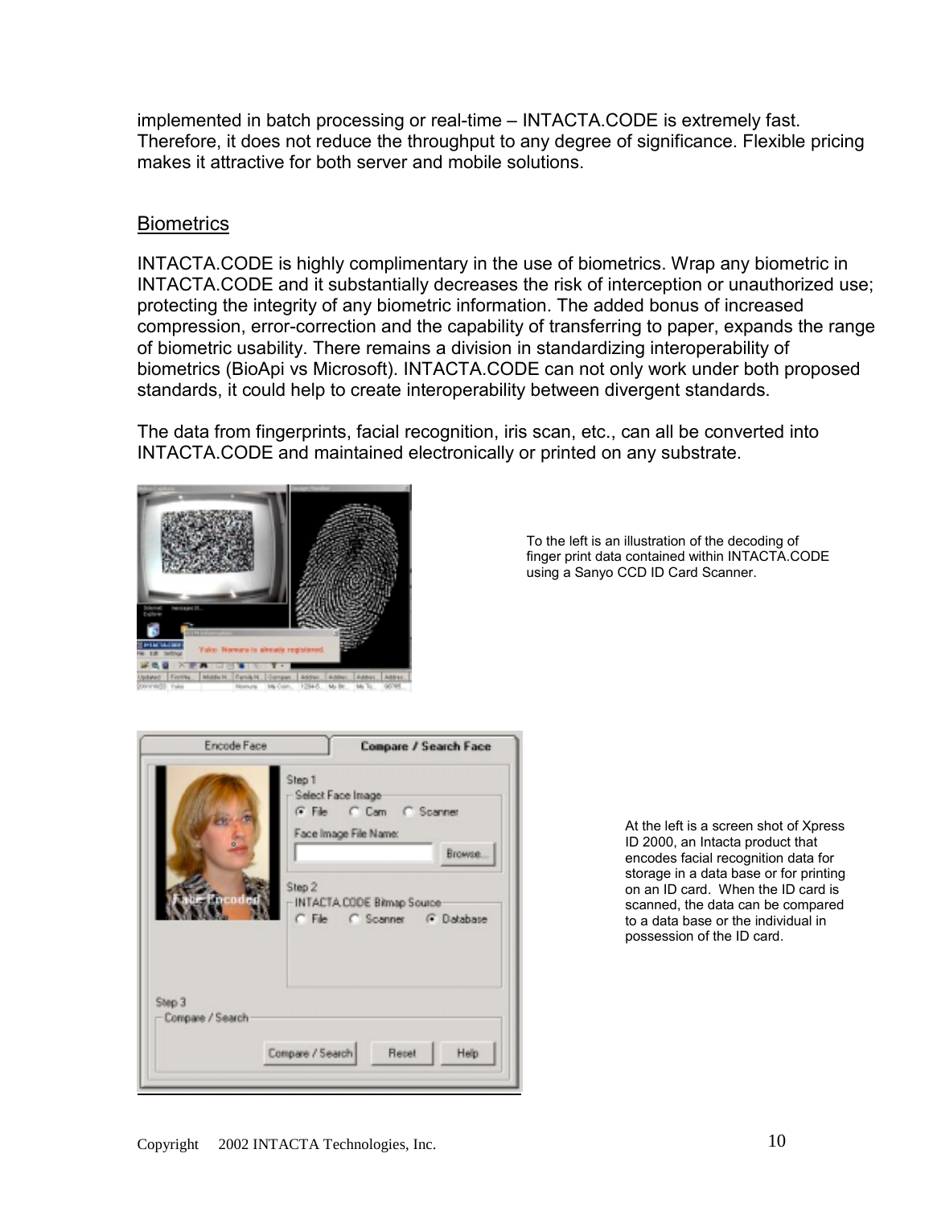implemented in batch processing or real-time – INTACTA.CODE is extremely fast. Therefore, it does not reduce the throughput to any degree of significance. Flexible pricing makes it attractive for both server and mobile solutions.

## Biometrics

INTACTA.CODE is highly complimentary in the use of biometrics. Wrap any biometric in INTACTA.CODE and it substantially decreases the risk of interception or unauthorized use; protecting the integrity of any biometric information. The added bonus of increased compression, error-correction and the capability of transferring to paper, expands the range of biometric usability. There remains a division in standardizing interoperability of biometrics (BioApi vs Microsoft). INTACTA.CODE can not only work under both proposed standards, it could help to create interoperability between divergent standards.

The data from fingerprints, facial recognition, iris scan, etc., can all be converted into INTACTA.CODE and maintained electronically or printed on any substrate.

To the left is an illustration of the decoding of finger print data contained within INTACTA.CODE using a Sanyo CCD ID Card Scanner.

At the left is a screen shot of Xpress ID 2000, an Intacta product that encodes facial recognition data for storage in a data base or for printing on an ID card. When the ID card is scanned, the data can be compared to a data base or the individual in possession of the ID card.

Copyright 2002 INTACTA Technologies, Inc.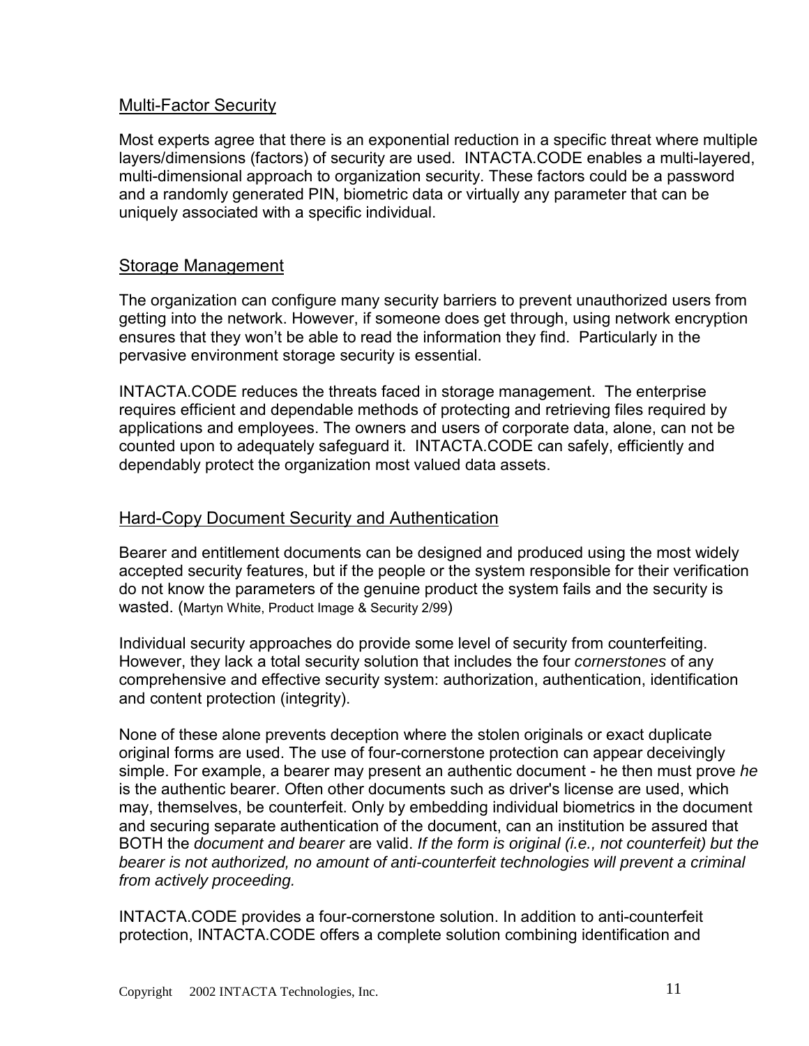## Multi-Factor Security

Most experts agree that there is an exponential reduction in a specific threat where multiple layers/dimensions (factors) of security are used. INTACTA.CODE enables a multi-layered, multi-dimensional approach to organization security. These factors could be a password and a randomly generated PIN, biometric data or virtually any parameter that can be uniquely associated with a specific individual.

## Storage Management

The organization can configure many security barriers to prevent unauthorized users from getting into the network. However, if someone does get through, using network encryption ensures that they won't be able to read the information they find. Particularly in the pervasive environment storage security is essential.

INTACTA.CODE reduces the threats faced in storage management. The enterprise requires efficient and dependable methods of protecting and retrieving files required by applications and employees. The owners and users of corporate data, alone, can not be counted upon to adequately safeguard it. INTACTA.CODE can safely, efficiently and dependably protect the organization most valued data assets.

## Hard-Copy Document Security and Authentication

Bearer and entitlement documents can be designed and produced using the most widely accepted security features, but if the people or the system responsible for their verification do not know the parameters of the genuine product the system fails and the security is wasted. (Martyn White, Product Image & Security 2/99)

Individual security approaches do provide some level of security from counterfeiting. However, they lack a total security solution that includes the four *cornerstones* of any comprehensive and effective security system: authorization, authentication, identification and content protection (integrity).

None of these alone prevents deception where the stolen originals or exact duplicate original forms are used. The use of four-cornerstone protection can appear deceivingly simple. For example, a bearer may present an authentic document - he then must prove *he* is the authentic bearer. Often other documents such as driver's license are used, which may, themselves, be counterfeit. Only by embedding individual biometrics in the document and securing separate authentication of the document, can an institution be assured that BOTH the *document and bearer* are valid. *If the form is original (i.e., not counterfeit) but the bearer is not authorized, no amount of anti-counterfeit technologies will prevent a criminal from actively proceeding.*

INTACTA.CODE provides a four-cornerstone solution. In addition to anti-counterfeit protection, INTACTA.CODE offers a complete solution combining identification and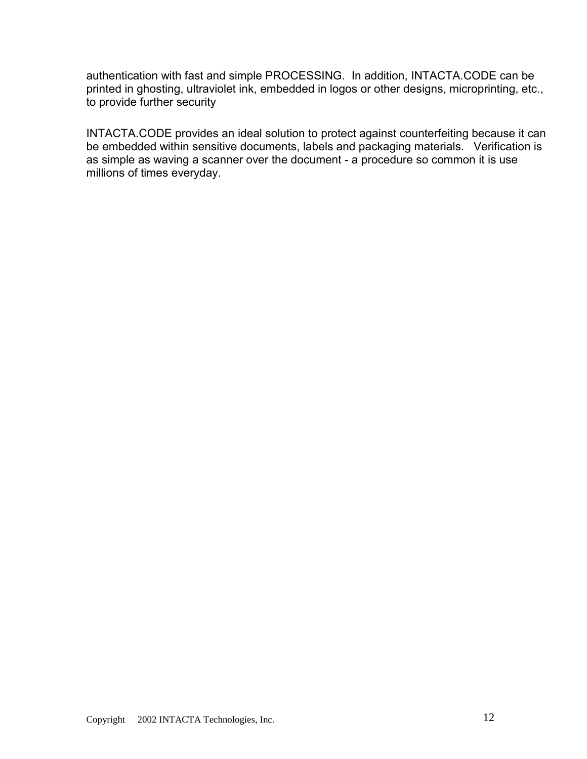authentication with fast and simple PROCESSING. In addition, INTACTA.CODE can be printed in ghosting, ultraviolet ink, embedded in logos or other designs, microprinting, etc., to provide further security

INTACTA.CODE provides an ideal solution to protect against counterfeiting because it can be embedded within sensitive documents, labels and packaging materials. Verification is as simple as waving a scanner over the document - a procedure so common it is use millions of times everyday.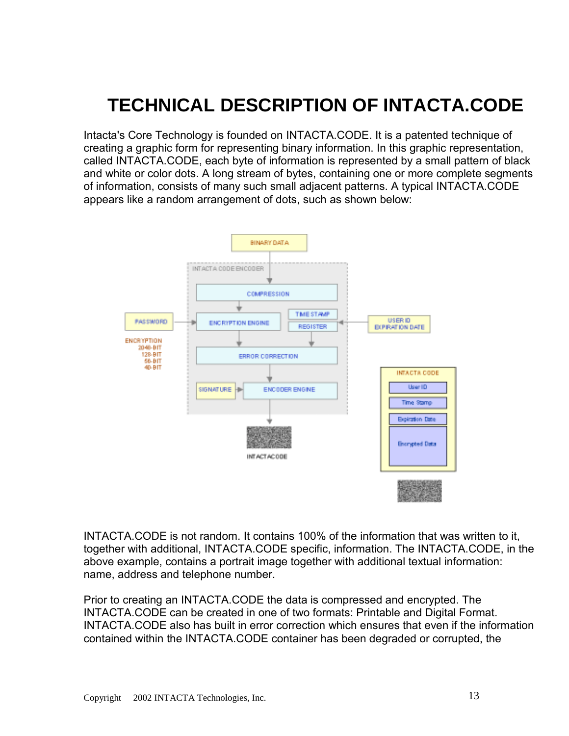# TECHNICAL DESCRIPTION OF INTACTA.CODE

Intacta's Core Technology is founded on INTACTA.CODE. It is a patented technique of creating a graphic form for representing binary information. In this graphic representation, called INTACTA.CODE, each byte of information is represented by a small pattern of black and white or color dots. A long stream of bytes, containing one or more complete segments of information, consists of many such small adjacent patterns. A typical INTACTA.CODE appears like a random arrangement of dots, such as shown below:

INTACTA.CODE is not random. It contains 100% of the information that was written to it, together with additional, INTACTA.CODE specific, information. The INTACTA.CODE, in the above example, contains a portrait image together with additional textual information: name, address and telephone number.

Prior to creating an INTACTA.CODE the data is compressed and encrypted. The INTACTA.CODE can be created in one of two formats: Printable and Digital Format. INTACTA.CODE also has built in error correction which ensures that even if the information contained within the INTACTA.CODE container has been degraded or corrupted, the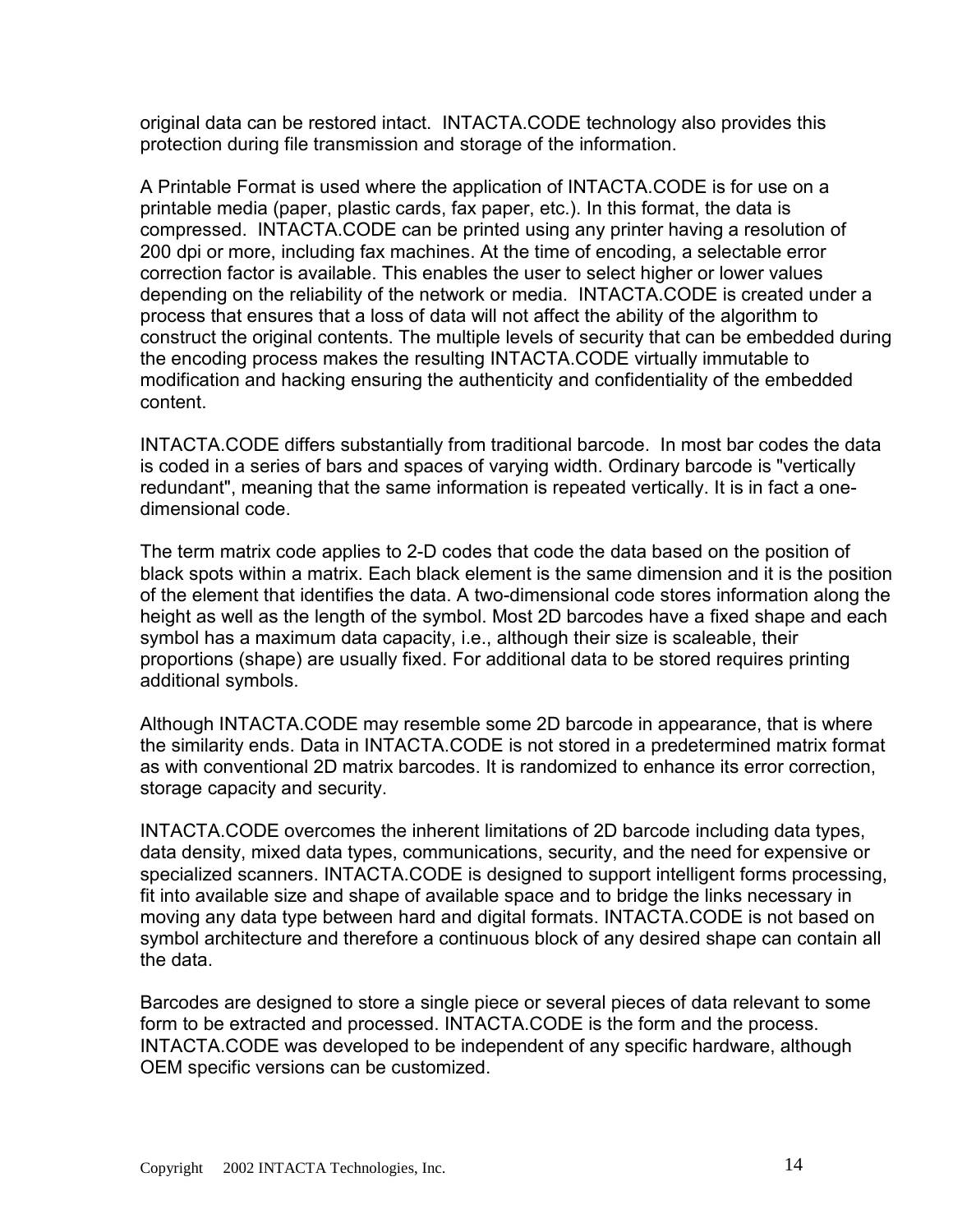original data can be restored intact. INTACTA.CODE technology also provides this protection during file transmission and storage of the information.

A Printable Format is used where the application of INTACTA.CODE is for use on a printable media (paper, plastic cards, fax paper, etc.). In this format, the data is compressed. INTACTA.CODE can be printed using any printer having a resolution of 200 dpi or more, including fax machines. At the time of encoding, a selectable error correction factor is available. This enables the user to select higher or lower values depending on the reliability of the network or media. INTACTA.CODE is created under a process that ensures that a loss of data will not affect the ability of the algorithm to construct the original contents. The multiple levels of security that can be embedded during the encoding process makes the resulting INTACTA.CODE virtually immutable to modification and hacking ensuring the authenticity and confidentiality of the embedded content.

INTACTA.CODE differs substantially from traditional barcode. In most bar codes the data is coded in a series of bars and spaces of varying width. Ordinary barcode is "vertically redundant", meaning that the same information is repeated vertically. It is in fact a one-dimensional code.

The term matrix code applies to 2-D codes that code the data based on the position of black spots within a matrix. Each black element is the same dimension and it is the position of the element that identifies the data. A two-dimensional code stores information along the height as well as the length of the symbol. Most 2D barcodes have a fixed shape and each symbol has a maximum data capacity, i.e., although their size is scaleable, their proportions (shape) are usually fixed. For additional data to be stored requires printing additional symbols.

Although INTACTA.CODE may resemble some 2D barcode in appearance, that is where the similarity ends. Data in INTACTA.CODE is not stored in a predetermined matrix format as with conventional 2D matrix barcodes. It is randomized to enhance its error correction, storage capacity and security.

INTACTA.CODE overcomes the inherent limitations of 2D barcode including data types, data density, mixed data types, communications, security, and the need for expensive or specialized scanners. INTACTA.CODE is designed to support intelligent forms processing, fit into available size and shape of available space and to bridge the links necessary in moving any data type between hard and digital formats. INTACTA.CODE is not based on symbol architecture and therefore a continuous block of any desired shape can contain all the data.

Barcodes are designed to store a single piece or several pieces of data relevant to some form to be extracted and processed. INTACTA.CODE is the form and the process. INTACTA.CODE was developed to be independent of any specific hardware, although OEM specific versions can be customized.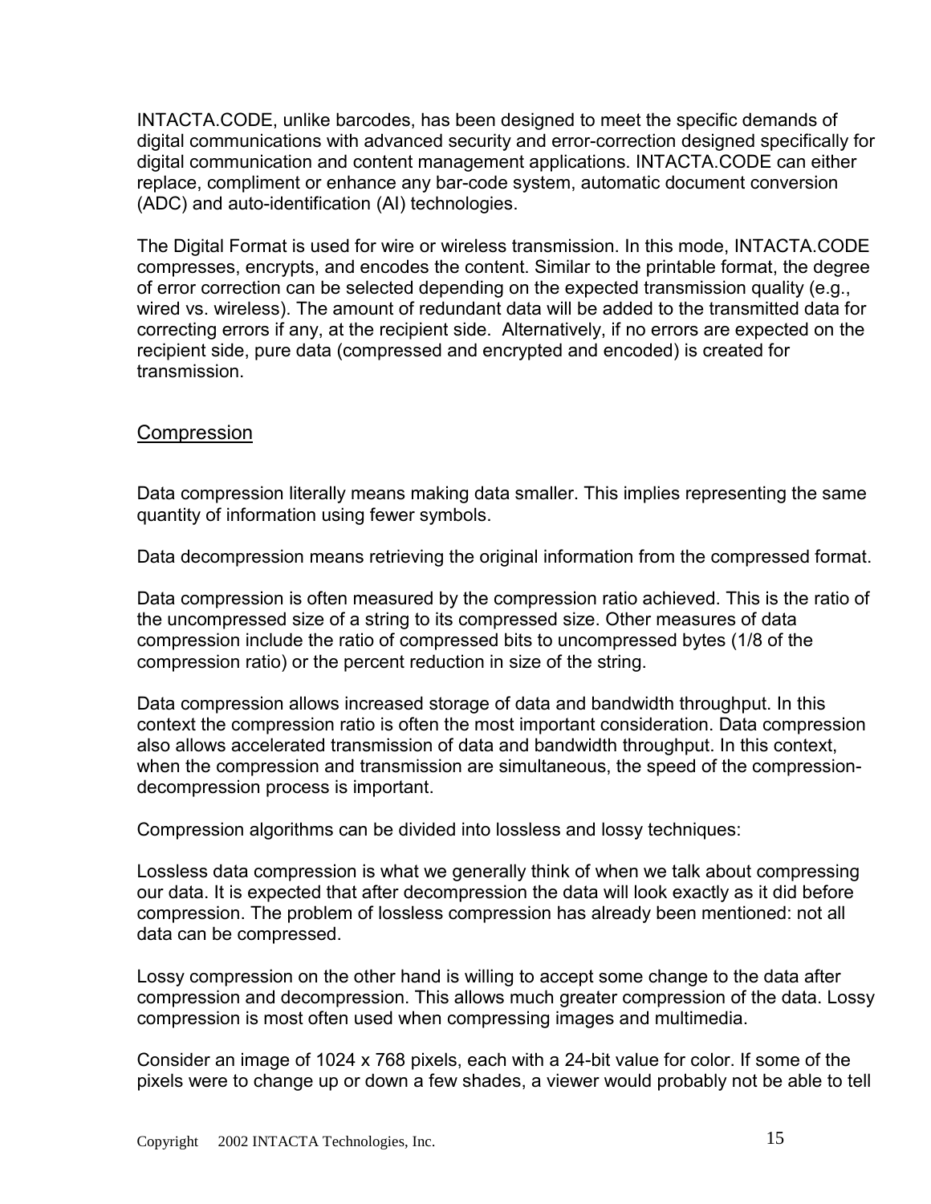INTACTA.CODE, unlike barcodes, has been designed to meet the specific demands of digital communications with advanced security and error-correction designed specifically for digital communication and content management applications. INTACTA.CODE can either replace, compliment or enhance any bar-code system, automatic document conversion (ADC) and auto-identification (AI) technologies.

The Digital Format is used for wire or wireless transmission. In this mode, INTACTA.CODE compresses, encrypts, and encodes the content. Similar to the printable format, the degree of error correction can be selected depending on the expected transmission quality (e.g., wired vs. wireless). The amount of redundant data will be added to the transmitted data for correcting errors if any, at the recipient side. Alternatively, if no errors are expected on the recipient side, pure data (compressed and encrypted and encoded) is created for transmission.

## Compression

Data compression literally means making data smaller. This implies representing the same quantity of information using fewer symbols.

Data decompression means retrieving the original information from the compressed format.

Data compression is often measured by the compression ratio achieved. This is the ratio of the uncompressed size of a string to its compressed size. Other measures of data compression include the ratio of compressed bits to uncompressed bytes (1/8 of the compression ratio) or the percent reduction in size of the string.

Data compression allows increased storage of data and bandwidth throughput. In this context the compression ratio is often the most important consideration. Data compression also allows accelerated transmission of data and bandwidth throughput. In this context, when the compression and transmission are simultaneous, the speed of the compression-decompression process is important.

Compression algorithms can be divided into lossless and lossy techniques:

Lossless data compression is what we generally think of when we talk about compressing our data. It is expected that after decompression the data will look exactly as it did before compression. The problem of lossless compression has already been mentioned: not all data can be compressed.

Lossy compression on the other hand is willing to accept some change to the data after compression and decompression. This allows much greater compression of the data. Lossy compression is most often used when compressing images and multimedia.

Consider an image of 1024 x 768 pixels, each with a 24-bit value for color. If some of the pixels were to change up or down a few shades, a viewer would probably not be able to tell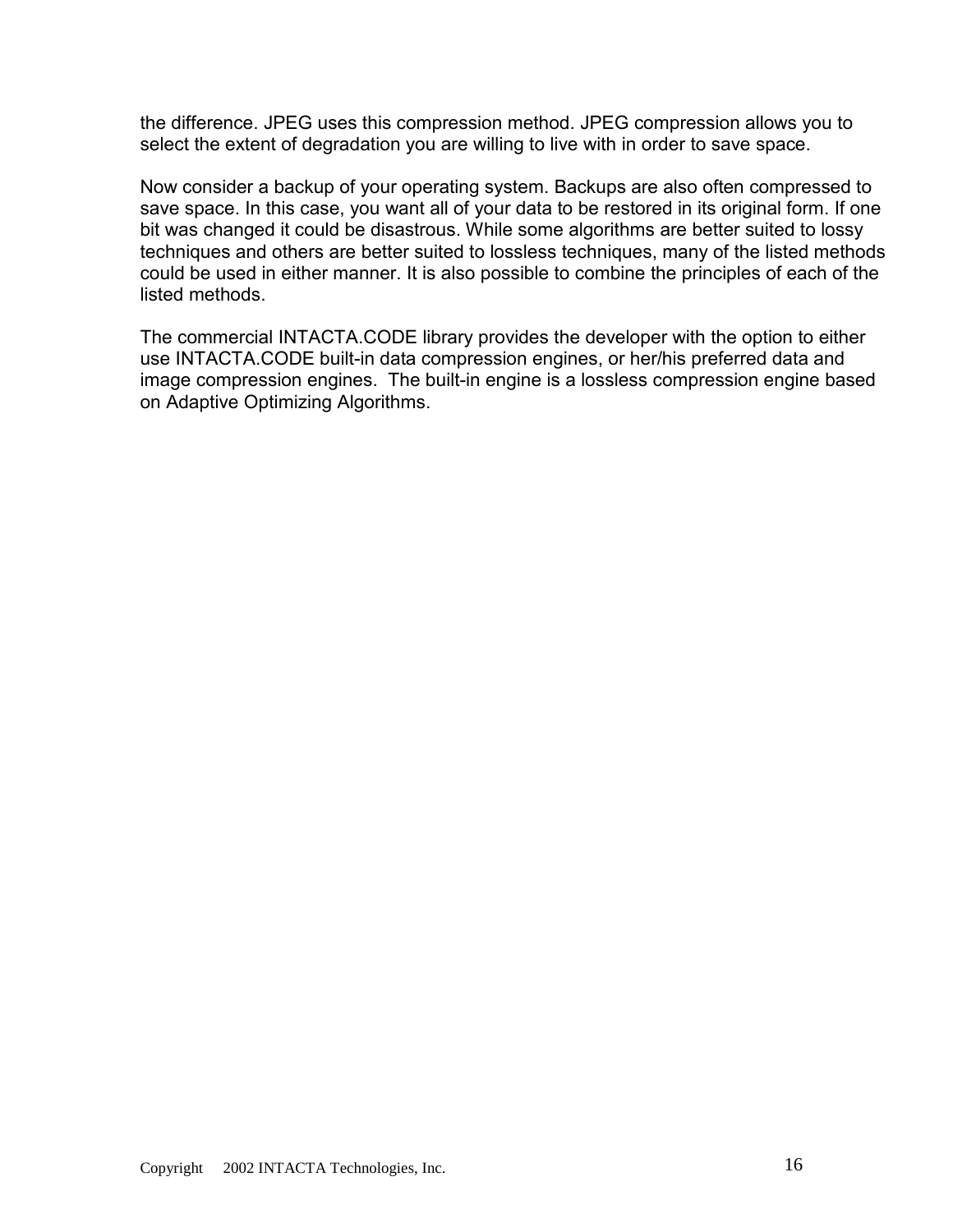the difference. JPEG uses this compression method. JPEG compression allows you to select the extent of degradation you are willing to live with in order to save space.

Now consider a backup of your operating system. Backups are also often compressed to save space. In this case, you want all of your data to be restored in its original form. If one bit was changed it could be disastrous. While some algorithms are better suited to lossy techniques and others are better suited to lossless techniques, many of the listed methods could be used in either manner. It is also possible to combine the principles of each of the listed methods.

The commercial INTACTA.CODE library provides the developer with the option to either use INTACTA.CODE built-in data compression engines, or her/his preferred data and image compression engines. The built-in engine is a lossless compression engine based on Adaptive Optimizing Algorithms.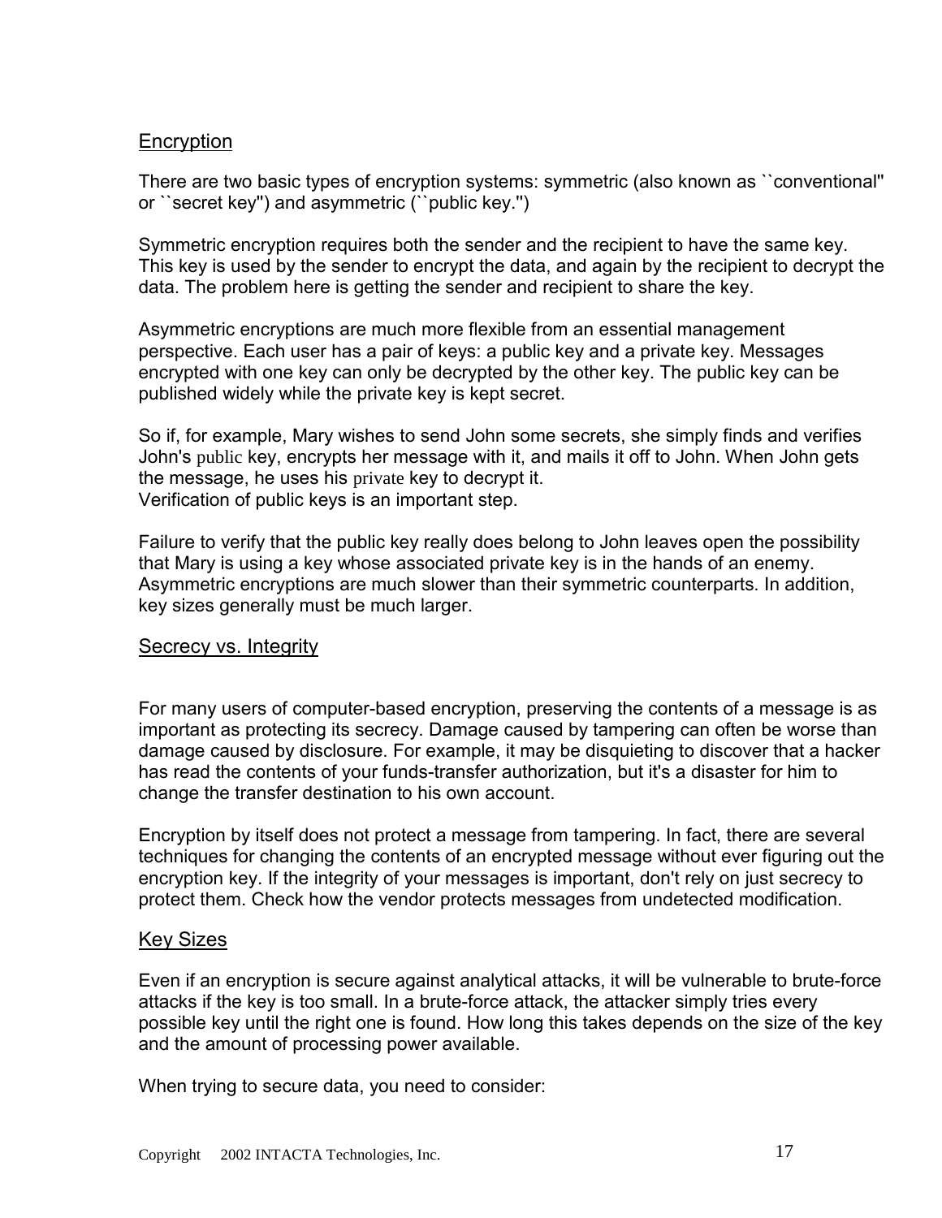## Encryption

There are two basic types of encryption systems: symmetric (also known as ``conventional'' or ``secret key'') and asymmetric (``public key.'')

Symmetric encryption requires both the sender and the recipient to have the same key. This key is used by the sender to encrypt the data, and again by the recipient to decrypt the data. The problem here is getting the sender and recipient to share the key.

Asymmetric encryptions are much more flexible from an essential management perspective. Each user has a pair of keys: a public key and a private key. Messages encrypted with one key can only be decrypted by the other key. The public key can be published widely while the private key is kept secret.

So if, for example, Mary wishes to send John some secrets, she simply finds and verifies John's public key, encrypts her message with it, and mails it off to John. When John gets the message, he uses his private key to decrypt it.
Verification of public keys is an important step.

Failure to verify that the public key really does belong to John leaves open the possibility that Mary is using a key whose associated private key is in the hands of an enemy. Asymmetric encryptions are much slower than their symmetric counterparts. In addition, key sizes generally must be much larger.

## Secrecy vs. Integrity

For many users of computer-based encryption, preserving the contents of a message is as important as protecting its secrecy. Damage caused by tampering can often be worse than damage caused by disclosure. For example, it may be disquieting to discover that a hacker has read the contents of your funds-transfer authorization, but it's a disaster for him to change the transfer destination to his own account.

Encryption by itself does not protect a message from tampering. In fact, there are several techniques for changing the contents of an encrypted message without ever figuring out the encryption key. If the integrity of your messages is important, don't rely on just secrecy to protect them. Check how the vendor protects messages from undetected modification.

## Key Sizes

Even if an encryption is secure against analytical attacks, it will be vulnerable to brute-force attacks if the key is too small. In a brute-force attack, the attacker simply tries every possible key until the right one is found. How long this takes depends on the size of the key and the amount of processing power available.

When trying to secure data, you need to consider: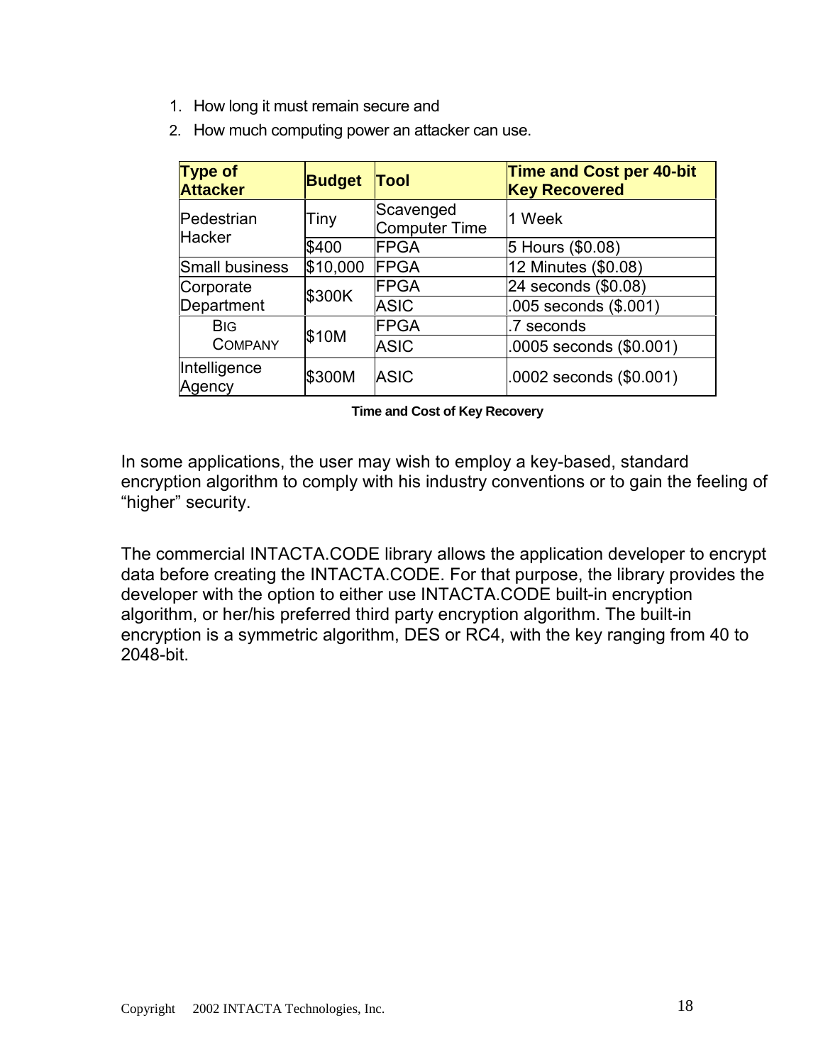1. How long it must remain secure and
2. How much computing power an attacker can use.

| Type of Attacker | Budget | Tool | Time and Cost per 40-bit Key Recovered |
|---|---|---|---|
| Pedestrian Hacker | Tiny | Scavenged Computer Time | 1 Week |
| | $400 | FPGA | 5 Hours ($0.08) |
| Small business | $10,000 | FPGA | 12 Minutes ($0.08) |
| Corporate Department | $300K | FPGA | 24 seconds ($0.08) |
| | | ASIC | .005 seconds ($.001) |
| BIG COMPANY | $10M | FPGA | .7 seconds |
| | | ASIC | .0005 seconds ($0.001) |
| Intelligence Agency | $300M | ASIC | .0002 seconds ($0.001) |

**Time and Cost of Key Recovery**

In some applications, the user may wish to employ a key-based, standard encryption algorithm to comply with his industry conventions or to gain the feeling of "higher" security.

The commercial INTACTA.CODE library allows the application developer to encrypt data before creating the INTACTA.CODE. For that purpose, the library provides the developer with the option to either use INTACTA.CODE built-in encryption algorithm, or her/his preferred third party encryption algorithm. The built-in encryption is a symmetric algorithm, DES or RC4, with the key ranging from 40 to 2048-bit.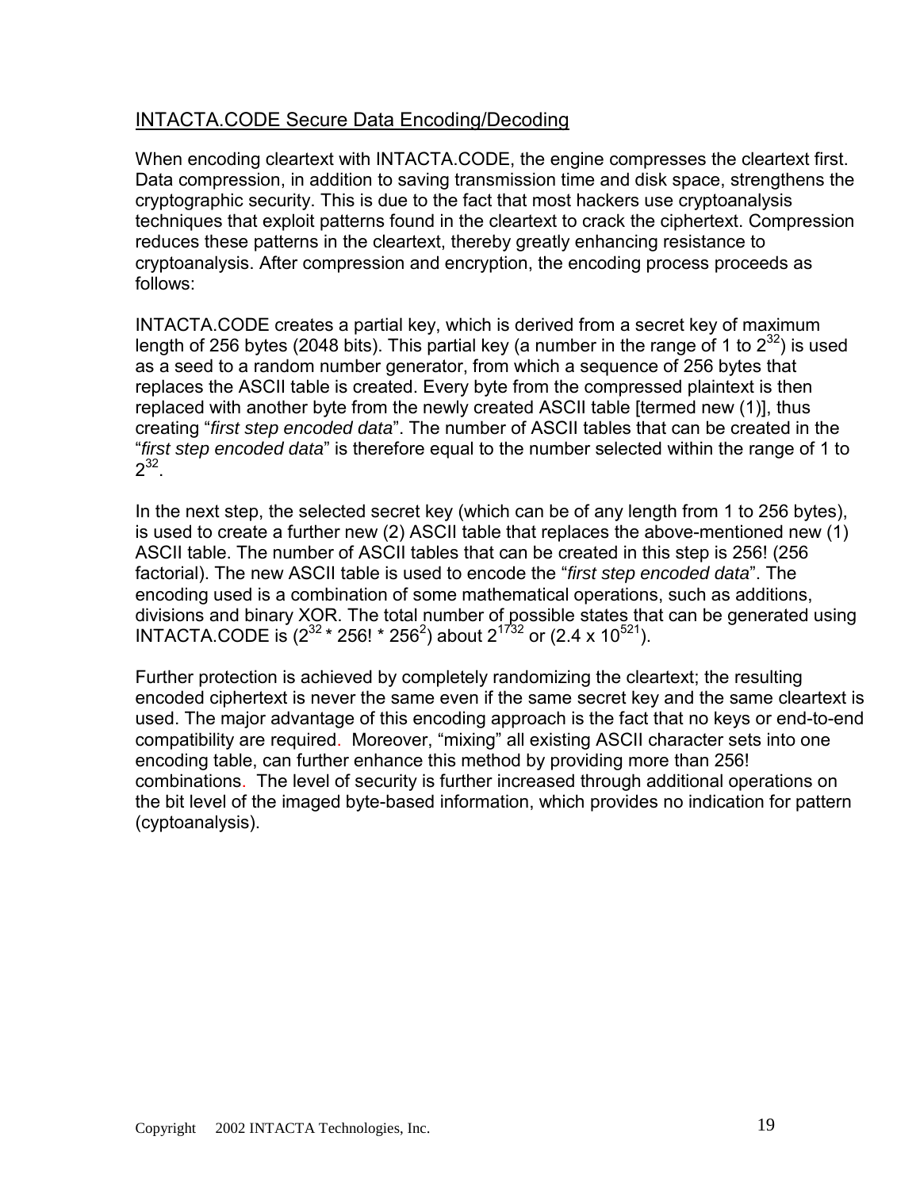## INTACTA.CODE Secure Data Encoding/Decoding

When encoding cleartext with INTACTA.CODE, the engine compresses the cleartext first. Data compression, in addition to saving transmission time and disk space, strengthens the cryptographic security. This is due to the fact that most hackers use cryptoanalysis techniques that exploit patterns found in the cleartext to crack the ciphertext. Compression reduces these patterns in the cleartext, thereby greatly enhancing resistance to cryptoanalysis. After compression and encryption, the encoding process proceeds as follows:

INTACTA.CODE creates a partial key, which is derived from a secret key of maximum length of 256 bytes (2048 bits). This partial key (a number in the range of 1 to $2^{32}$) is used as a seed to a random number generator, from which a sequence of 256 bytes that replaces the ASCII table is created. Every byte from the compressed plaintext is then replaced with another byte from the newly created ASCII table [termed new (1)], thus creating "*first step encoded data*". The number of ASCII tables that can be created in the "*first step encoded data*" is therefore equal to the number selected within the range of 1 to $2^{32}$.

In the next step, the selected secret key (which can be of any length from 1 to 256 bytes), is used to create a further new (2) ASCII table that replaces the above-mentioned new (1) ASCII table. The number of ASCII tables that can be created in this step is 256! (256 factorial). The new ASCII table is used to encode the "*first step encoded data*". The encoding used is a combination of some mathematical operations, such as additions, divisions and binary XOR. The total number of possible states that can be generated using INTACTA.CODE is ($2^{32} * 256! * 256^2$) about $2^{1732}$ or ($2.4 \times 10^{521}$).

Further protection is achieved by completely randomizing the cleartext; the resulting encoded ciphertext is never the same even if the same secret key and the same cleartext is used. The major advantage of this encoding approach is the fact that no keys or end-to-end compatibility are required. Moreover, "mixing" all existing ASCII character sets into one encoding table, can further enhance this method by providing more than 256! combinations. The level of security is further increased through additional operations on the bit level of the imaged byte-based information, which provides no indication for pattern (cyptoanalysis).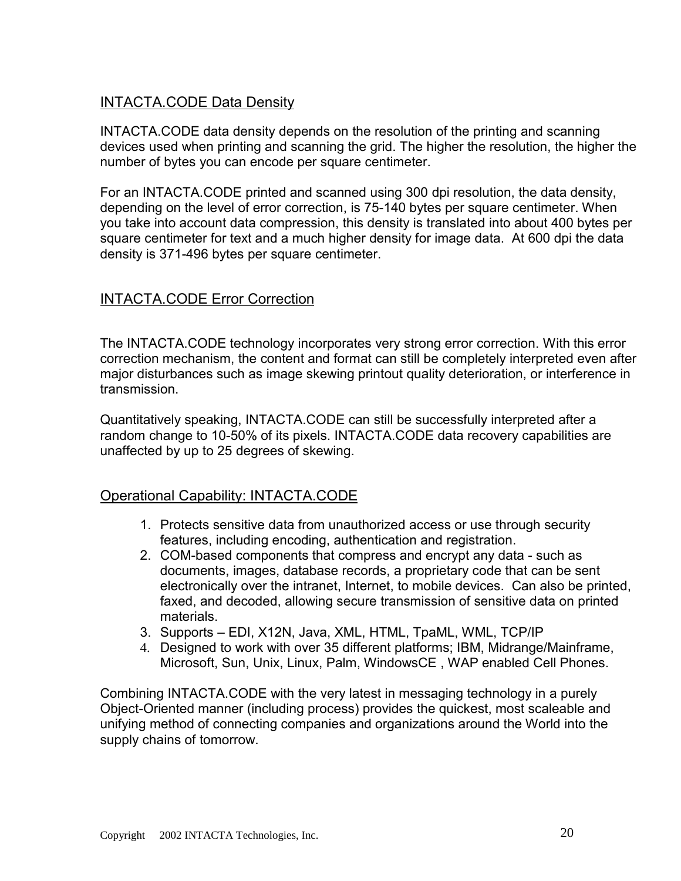## INTACTA.CODE Data Density

INTACTA.CODE data density depends on the resolution of the printing and scanning devices used when printing and scanning the grid. The higher the resolution, the higher the number of bytes you can encode per square centimeter.

For an INTACTA.CODE printed and scanned using 300 dpi resolution, the data density, depending on the level of error correction, is 75-140 bytes per square centimeter. When you take into account data compression, this density is translated into about 400 bytes per square centimeter for text and a much higher density for image data. At 600 dpi the data density is 371-496 bytes per square centimeter.

## INTACTA.CODE Error Correction

The INTACTA.CODE technology incorporates very strong error correction. With this error correction mechanism, the content and format can still be completely interpreted even after major disturbances such as image skewing printout quality deterioration, or interference in transmission.

Quantitatively speaking, INTACTA.CODE can still be successfully interpreted after a random change to 10-50% of its pixels. INTACTA.CODE data recovery capabilities are unaffected by up to 25 degrees of skewing.

## Operational Capability: INTACTA.CODE

1. Protects sensitive data from unauthorized access or use through security features, including encoding, authentication and registration.
2. COM-based components that compress and encrypt any data - such as documents, images, database records, a proprietary code that can be sent electronically over the intranet, Internet, to mobile devices. Can also be printed, faxed, and decoded, allowing secure transmission of sensitive data on printed materials.
3. Supports – EDI, X12N, Java, XML, HTML, TpaML, WML, TCP/IP
4. Designed to work with over 35 different platforms; IBM, Midrange/Mainframe, Microsoft, Sun, Unix, Linux, Palm, WindowsCE , WAP enabled Cell Phones.

Combining INTACTA.CODE with the very latest in messaging technology in a purely Object-Oriented manner (including process) provides the quickest, most scaleable and unifying method of connecting companies and organizations around the World into the supply chains of tomorrow.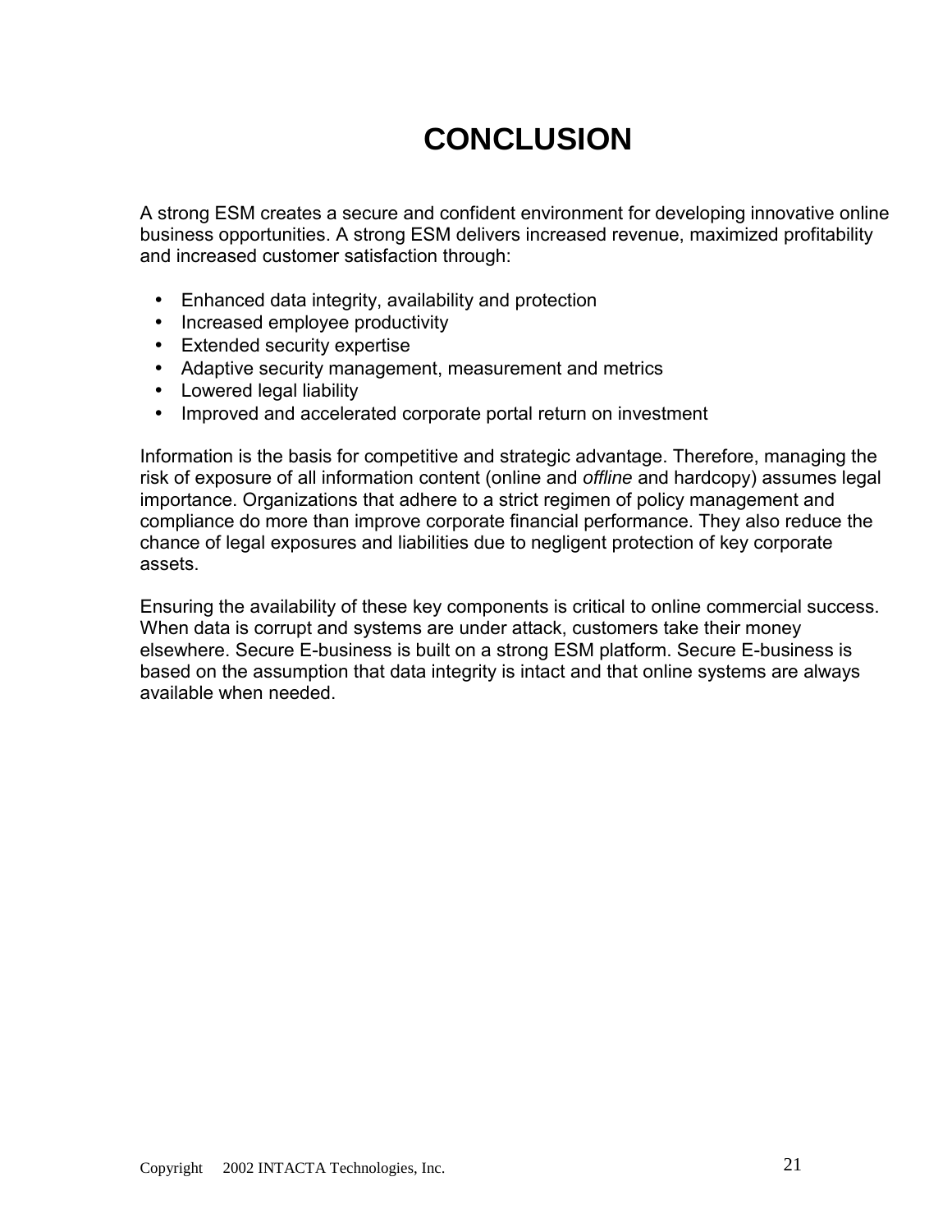# CONCLUSION

A strong ESM creates a secure and confident environment for developing innovative online business opportunities. A strong ESM delivers increased revenue, maximized profitability and increased customer satisfaction through:

- Enhanced data integrity, availability and protection
- Increased employee productivity
- Extended security expertise
- Adaptive security management, measurement and metrics
- Lowered legal liability
- Improved and accelerated corporate portal return on investment

Information is the basis for competitive and strategic advantage. Therefore, managing the risk of exposure of all information content (online and *offline* and hardcopy) assumes legal importance. Organizations that adhere to a strict regimen of policy management and compliance do more than improve corporate financial performance. They also reduce the chance of legal exposures and liabilities due to negligent protection of key corporate assets.

Ensuring the availability of these key components is critical to online commercial success. When data is corrupt and systems are under attack, customers take their money elsewhere. Secure E-business is built on a strong ESM platform. Secure E-business is based on the assumption that data integrity is intact and that online systems are always available when needed.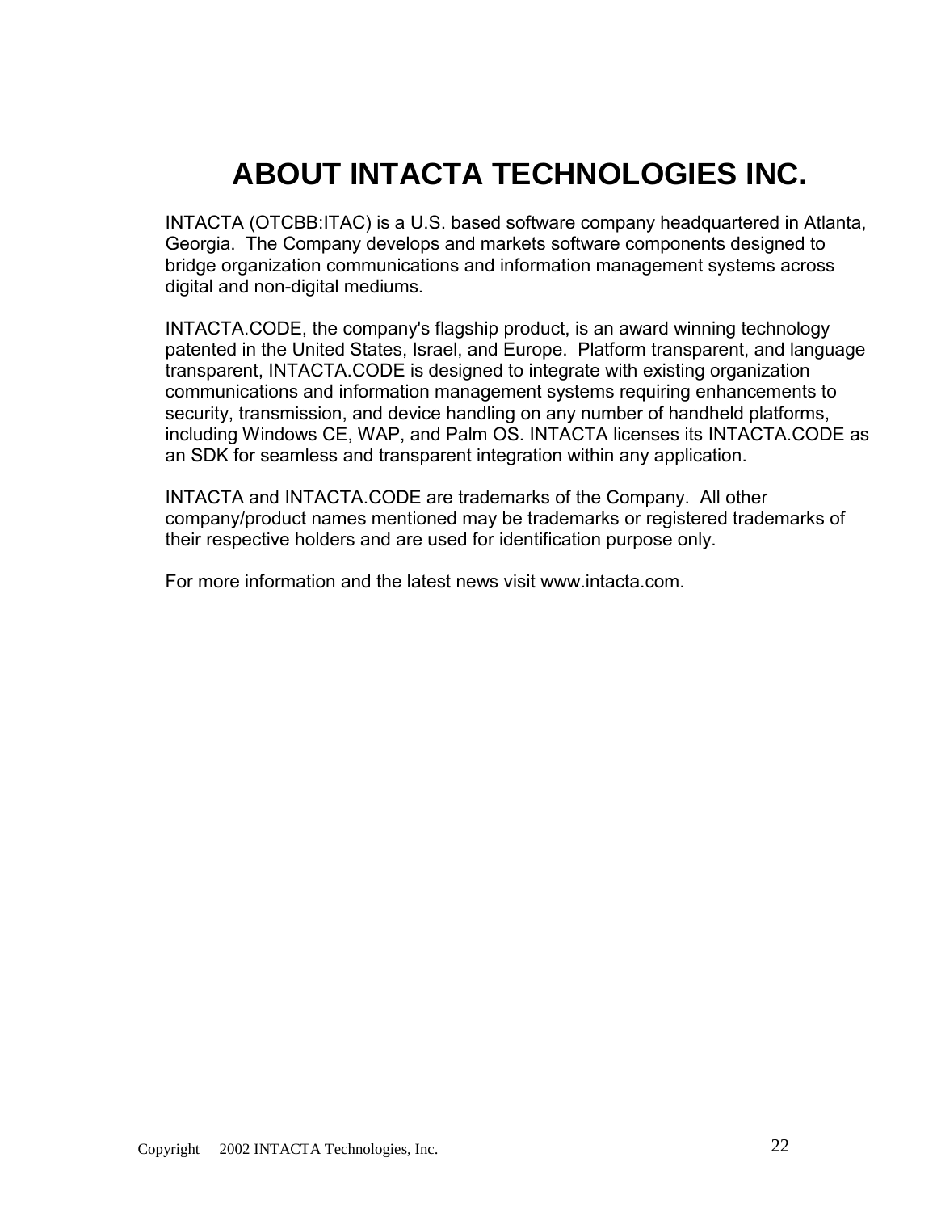# ABOUT INTACTA TECHNOLOGIES INC.

INTACTA (OTCBB:ITAC) is a U.S. based software company headquartered in Atlanta, Georgia. The Company develops and markets software components designed to bridge organization communications and information management systems across digital and non-digital mediums.

INTACTA.CODE, the company's flagship product, is an award winning technology patented in the United States, Israel, and Europe. Platform transparent, and language transparent, INTACTA.CODE is designed to integrate with existing organization communications and information management systems requiring enhancements to security, transmission, and device handling on any number of handheld platforms, including Windows CE, WAP, and Palm OS. INTACTA licenses its INTACTA.CODE as an SDK for seamless and transparent integration within any application.

INTACTA and INTACTA.CODE are trademarks of the Company. All other company/product names mentioned may be trademarks or registered trademarks of their respective holders and are used for identification purpose only.

For more information and the latest news visit www.intacta.com.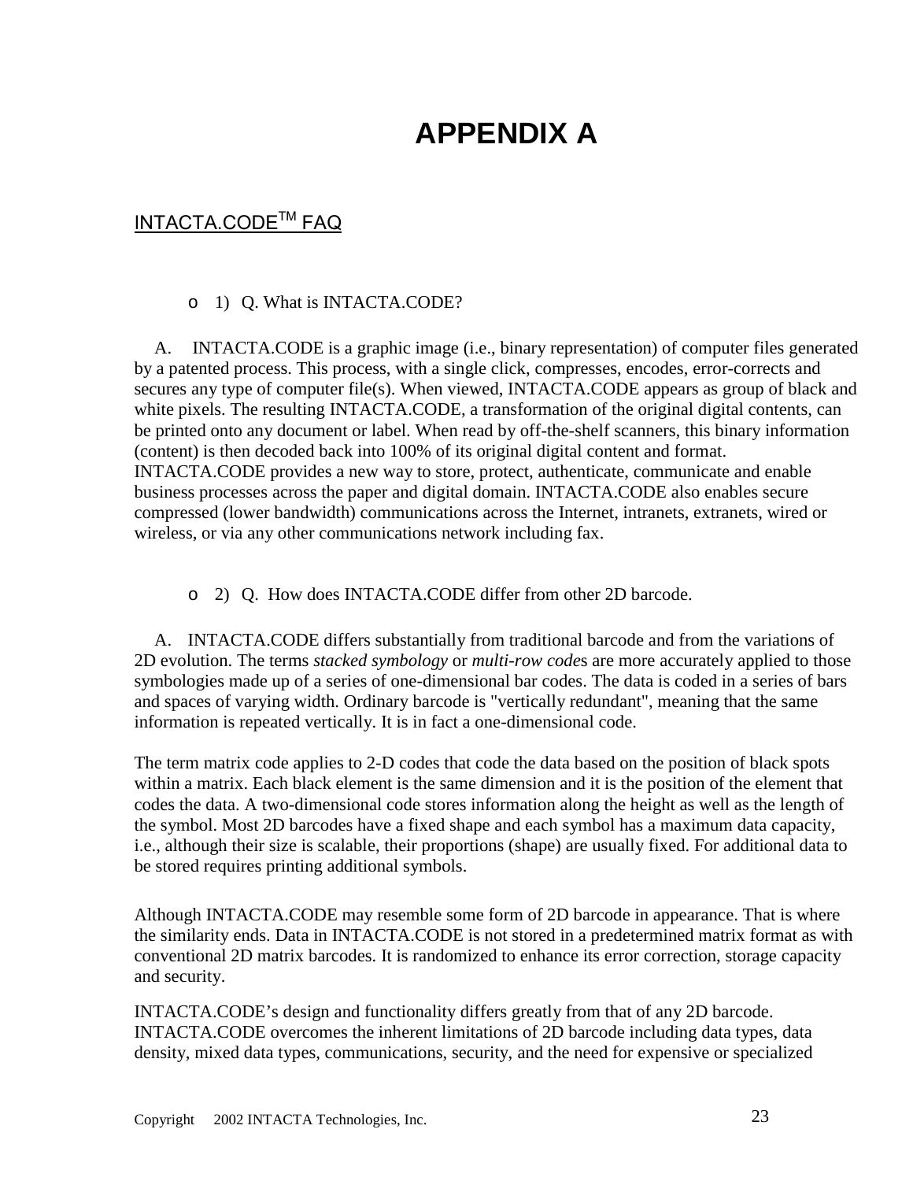# APPENDIX A

## INTACTA.CODE$^{TM}$ FAQ

- 1) Q. What is INTACTA.CODE?

A. INTACTA.CODE is a graphic image (i.e., binary representation) of computer files generated by a patented process. This process, with a single click, compresses, encodes, error-corrects and secures any type of computer file(s). When viewed, INTACTA.CODE appears as group of black and white pixels. The resulting INTACTA.CODE, a transformation of the original digital contents, can be printed onto any document or label. When read by off-the-shelf scanners, this binary information (content) is then decoded back into 100% of its original digital content and format. INTACTA.CODE provides a new way to store, protect, authenticate, communicate and enable business processes across the paper and digital domain. INTACTA.CODE also enables secure compressed (lower bandwidth) communications across the Internet, intranets, extranets, wired or wireless, or via any other communications network including fax.

- 2) Q. How does INTACTA.CODE differ from other 2D barcode.

A. INTACTA.CODE differs substantially from traditional barcode and from the variations of 2D evolution. The terms *stacked symbology* or *multi-row code*s are more accurately applied to those symbologies made up of a series of one-dimensional bar codes. The data is coded in a series of bars and spaces of varying width. Ordinary barcode is "vertically redundant", meaning that the same information is repeated vertically. It is in fact a one-dimensional code.

The term matrix code applies to 2-D codes that code the data based on the position of black spots within a matrix. Each black element is the same dimension and it is the position of the element that codes the data. A two-dimensional code stores information along the height as well as the length of the symbol. Most 2D barcodes have a fixed shape and each symbol has a maximum data capacity, i.e., although their size is scalable, their proportions (shape) are usually fixed. For additional data to be stored requires printing additional symbols.

Although INTACTA.CODE may resemble some form of 2D barcode in appearance. That is where the similarity ends. Data in INTACTA.CODE is not stored in a predetermined matrix format as with conventional 2D matrix barcodes. It is randomized to enhance its error correction, storage capacity and security.

INTACTA.CODE's design and functionality differs greatly from that of any 2D barcode. INTACTA.CODE overcomes the inherent limitations of 2D barcode including data types, data density, mixed data types, communications, security, and the need for expensive or specialized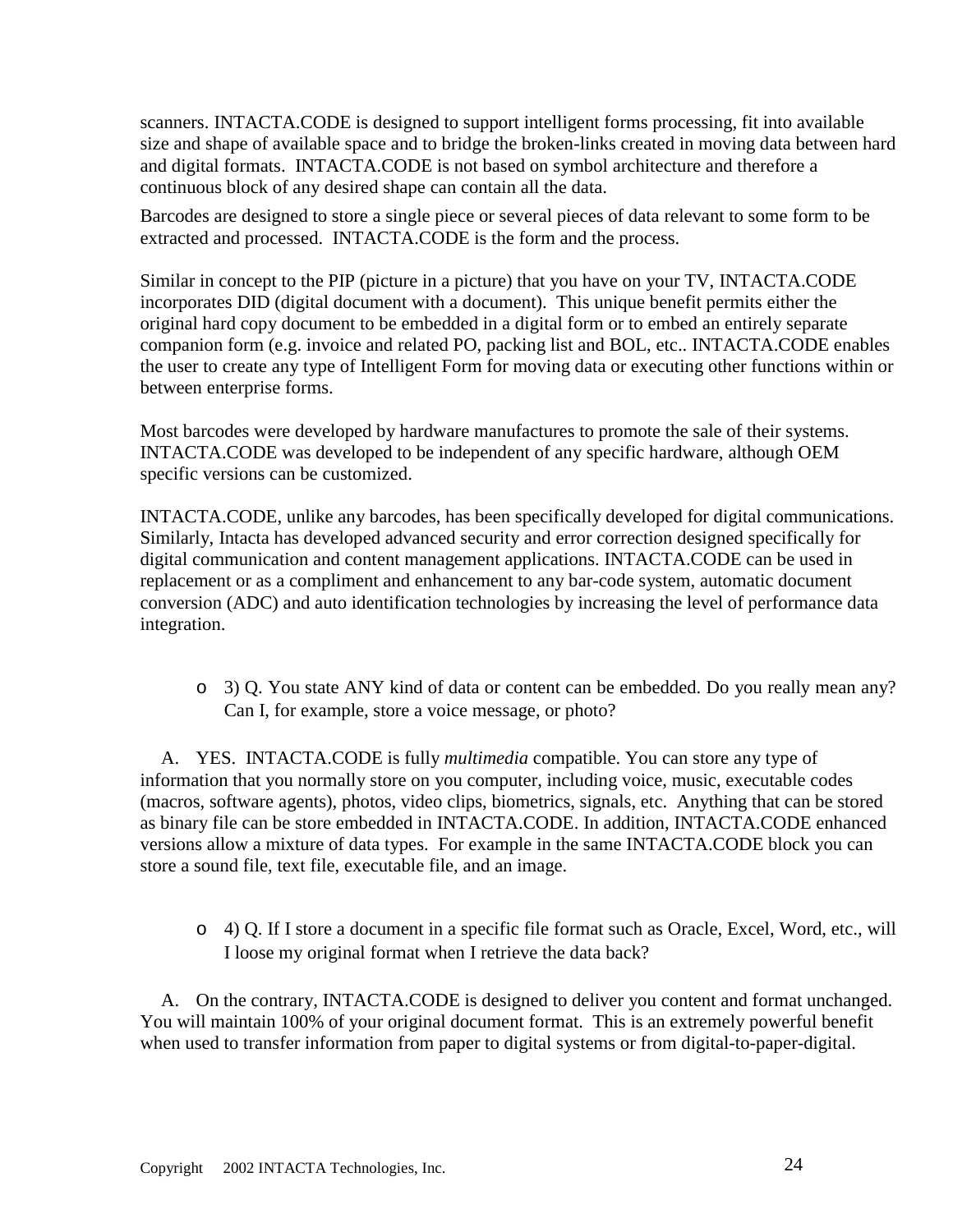scanners. INTACTA.CODE is designed to support intelligent forms processing, fit into available size and shape of available space and to bridge the broken-links created in moving data between hard and digital formats. INTACTA.CODE is not based on symbol architecture and therefore a continuous block of any desired shape can contain all the data.

Barcodes are designed to store a single piece or several pieces of data relevant to some form to be extracted and processed. INTACTA.CODE is the form and the process.

Similar in concept to the PIP (picture in a picture) that you have on your TV, INTACTA.CODE incorporates DID (digital document with a document). This unique benefit permits either the original hard copy document to be embedded in a digital form or to embed an entirely separate companion form (e.g. invoice and related PO, packing list and BOL, etc.. INTACTA.CODE enables the user to create any type of Intelligent Form for moving data or executing other functions within or between enterprise forms.

Most barcodes were developed by hardware manufactures to promote the sale of their systems. INTACTA.CODE was developed to be independent of any specific hardware, although OEM specific versions can be customized.

INTACTA.CODE, unlike any barcodes, has been specifically developed for digital communications. Similarly, Intacta has developed advanced security and error correction designed specifically for digital communication and content management applications. INTACTA.CODE can be used in replacement or as a compliment and enhancement to any bar-code system, automatic document conversion (ADC) and auto identification technologies by increasing the level of performance data integration.

- 3) Q. You state ANY kind of data or content can be embedded. Do you really mean any? Can I, for example, store a voice message, or photo?

A. YES. INTACTA.CODE is fully *multimedia* compatible. You can store any type of information that you normally store on you computer, including voice, music, executable codes (macros, software agents), photos, video clips, biometrics, signals, etc. Anything that can be stored as binary file can be store embedded in INTACTA.CODE. In addition, INTACTA.CODE enhanced versions allow a mixture of data types. For example in the same INTACTA.CODE block you can store a sound file, text file, executable file, and an image.

- 4) Q. If I store a document in a specific file format such as Oracle, Excel, Word, etc., will I loose my original format when I retrieve the data back?

A. On the contrary, INTACTA.CODE is designed to deliver you content and format unchanged. You will maintain 100% of your original document format. This is an extremely powerful benefit when used to transfer information from paper to digital systems or from digital-to-paper-digital.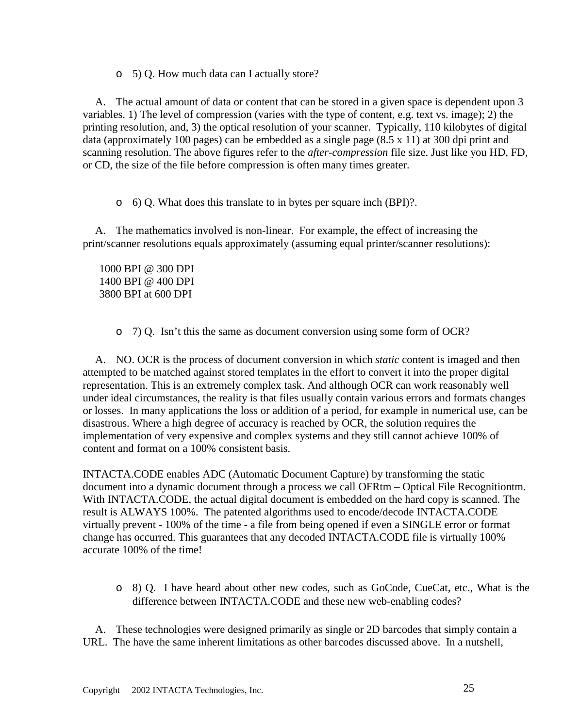- 5) Q. How much data can I actually store?

A. The actual amount of data or content that can be stored in a given space is dependent upon 3 variables. 1) The level of compression (varies with the type of content, e.g. text vs. image); 2) the printing resolution, and, 3) the optical resolution of your scanner. Typically, 110 kilobytes of digital data (approximately 100 pages) can be embedded as a single page (8.5 x 11) at 300 dpi print and scanning resolution. The above figures refer to the *after-compression* file size. Just like you HD, FD, or CD, the size of the file before compression is often many times greater.

- 6) Q. What does this translate to in bytes per square inch (BPI)?.

A. The mathematics involved is non-linear. For example, the effect of increasing the print/scanner resolutions equals approximately (assuming equal printer/scanner resolutions):

1000 BPI @ 300 DPI
1400 BPI @ 400 DPI
3800 BPI at 600 DPI

- 7) Q. Isn't this the same as document conversion using some form of OCR?

A. NO. OCR is the process of document conversion in which *static* content is imaged and then attempted to be matched against stored templates in the effort to convert it into the proper digital representation. This is an extremely complex task. And although OCR can work reasonably well under ideal circumstances, the reality is that files usually contain various errors and formats changes or losses. In many applications the loss or addition of a period, for example in numerical use, can be disastrous. Where a high degree of accuracy is reached by OCR, the solution requires the implementation of very expensive and complex systems and they still cannot achieve 100% of content and format on a 100% consistent basis.

INTACTA.CODE enables ADC (Automatic Document Capture) by transforming the static document into a dynamic document through a process we call OFRtm – Optical File Recognitiontm. With INTACTA.CODE, the actual digital document is embedded on the hard copy is scanned. The result is ALWAYS 100%. The patented algorithms used to encode/decode INTACTA.CODE virtually prevent - 100% of the time - a file from being opened if even a SINGLE error or format change has occurred. This guarantees that any decoded INTACTA.CODE file is virtually 100% accurate 100% of the time!

- 8) Q. I have heard about other new codes, such as GoCode, CueCat, etc., What is the difference between INTACTA.CODE and these new web-enabling codes?

A. These technologies were designed primarily as single or 2D barcodes that simply contain a URL. The have the same inherent limitations as other barcodes discussed above. In a nutshell,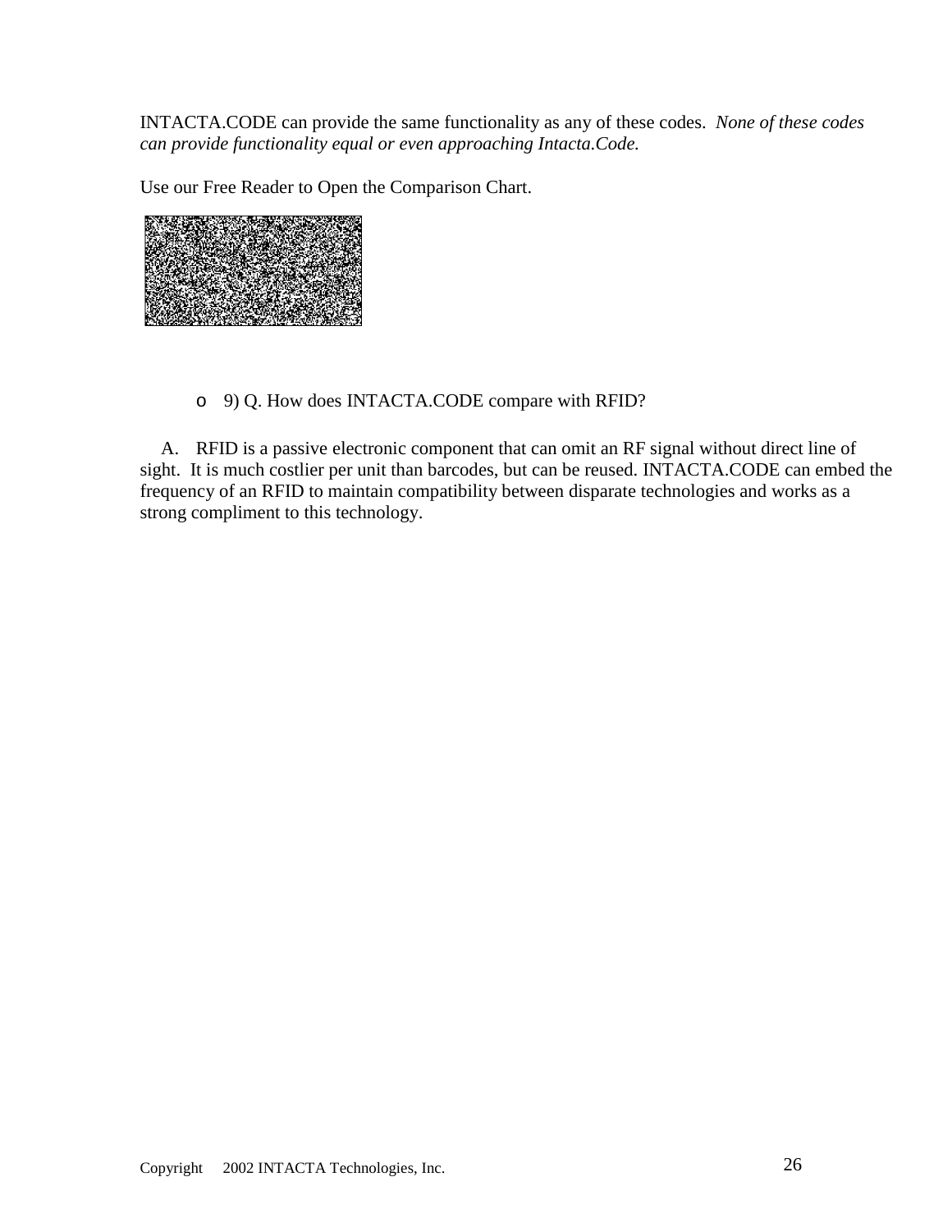INTACTA.CODE can provide the same functionality as any of these codes. *None of these codes can provide functionality equal or even approaching Intacta.Code.*

Use our Free Reader to Open the Comparison Chart.

- 9) Q. How does INTACTA.CODE compare with RFID?

A. RFID is a passive electronic component that can omit an RF signal without direct line of sight. It is much costlier per unit than barcodes, but can be reused. INTACTA.CODE can embed the frequency of an RFID to maintain compatibility between disparate technologies and works as a strong compliment to this technology.

Copyright 2002 INTACTA Technologies, Inc.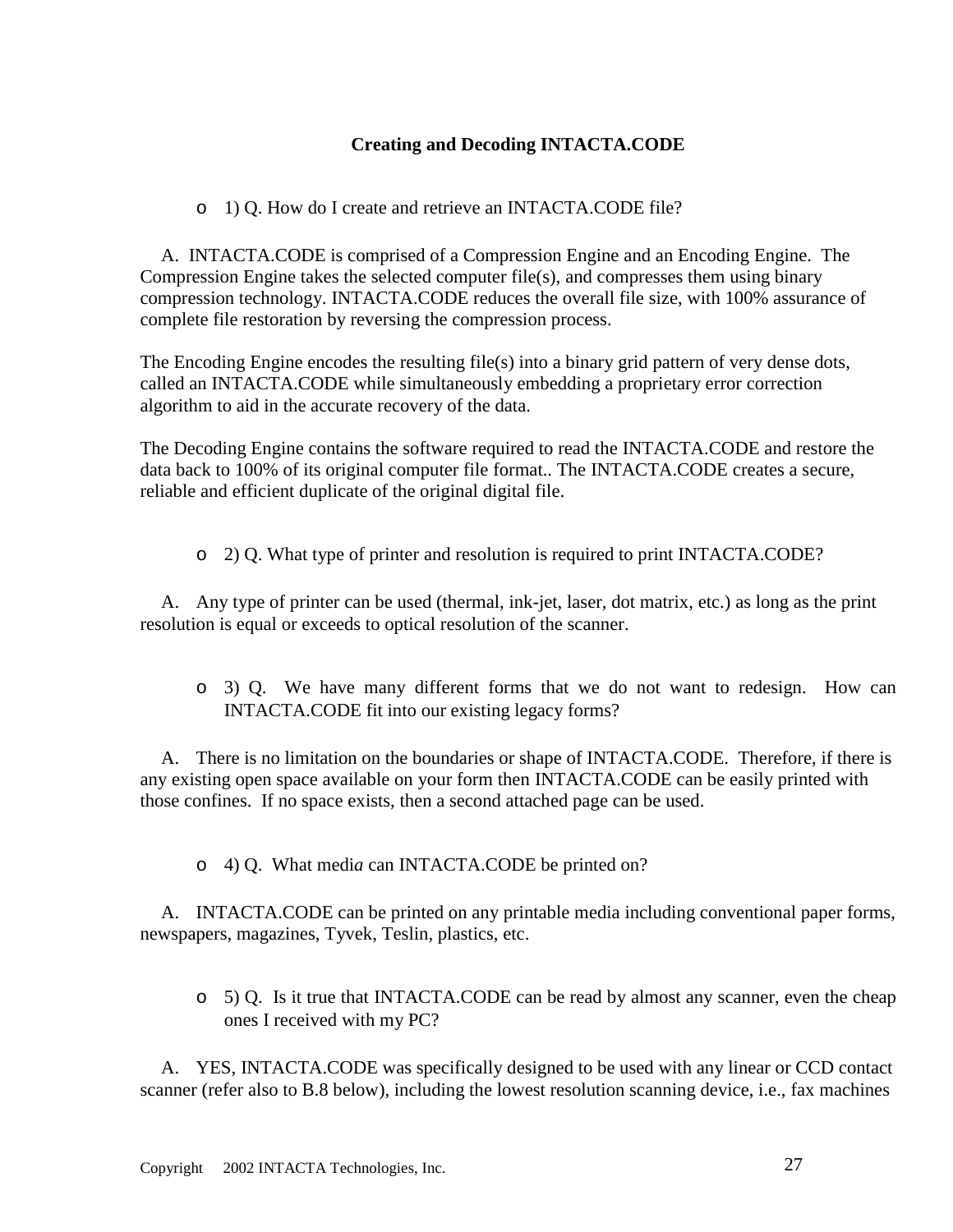**Creating and Decoding INTACTA.CODE**

- 1) Q. How do I create and retrieve an INTACTA.CODE file?

A. INTACTA.CODE is comprised of a Compression Engine and an Encoding Engine. The Compression Engine takes the selected computer file(s), and compresses them using binary compression technology. INTACTA.CODE reduces the overall file size, with 100% assurance of complete file restoration by reversing the compression process.

The Encoding Engine encodes the resulting file(s) into a binary grid pattern of very dense dots, called an INTACTA.CODE while simultaneously embedding a proprietary error correction algorithm to aid in the accurate recovery of the data.

The Decoding Engine contains the software required to read the INTACTA.CODE and restore the data back to 100% of its original computer file format.. The INTACTA.CODE creates a secure, reliable and efficient duplicate of the original digital file.

- 2) Q. What type of printer and resolution is required to print INTACTA.CODE?

A. Any type of printer can be used (thermal, ink-jet, laser, dot matrix, etc.) as long as the print resolution is equal or exceeds to optical resolution of the scanner.

- 3) Q. We have many different forms that we do not want to redesign. How can INTACTA.CODE fit into our existing legacy forms?

A. There is no limitation on the boundaries or shape of INTACTA.CODE. Therefore, if there is any existing open space available on your form then INTACTA.CODE can be easily printed with those confines. If no space exists, then a second attached page can be used.

- 4) Q. What medi*a* can INTACTA.CODE be printed on?

A. INTACTA.CODE can be printed on any printable media including conventional paper forms, newspapers, magazines, Tyvek, Teslin, plastics, etc.

- 5) Q. Is it true that INTACTA.CODE can be read by almost any scanner, even the cheap ones I received with my PC?

A. YES, INTACTA.CODE was specifically designed to be used with any linear or CCD contact scanner (refer also to B.8 below), including the lowest resolution scanning device, i.e., fax machines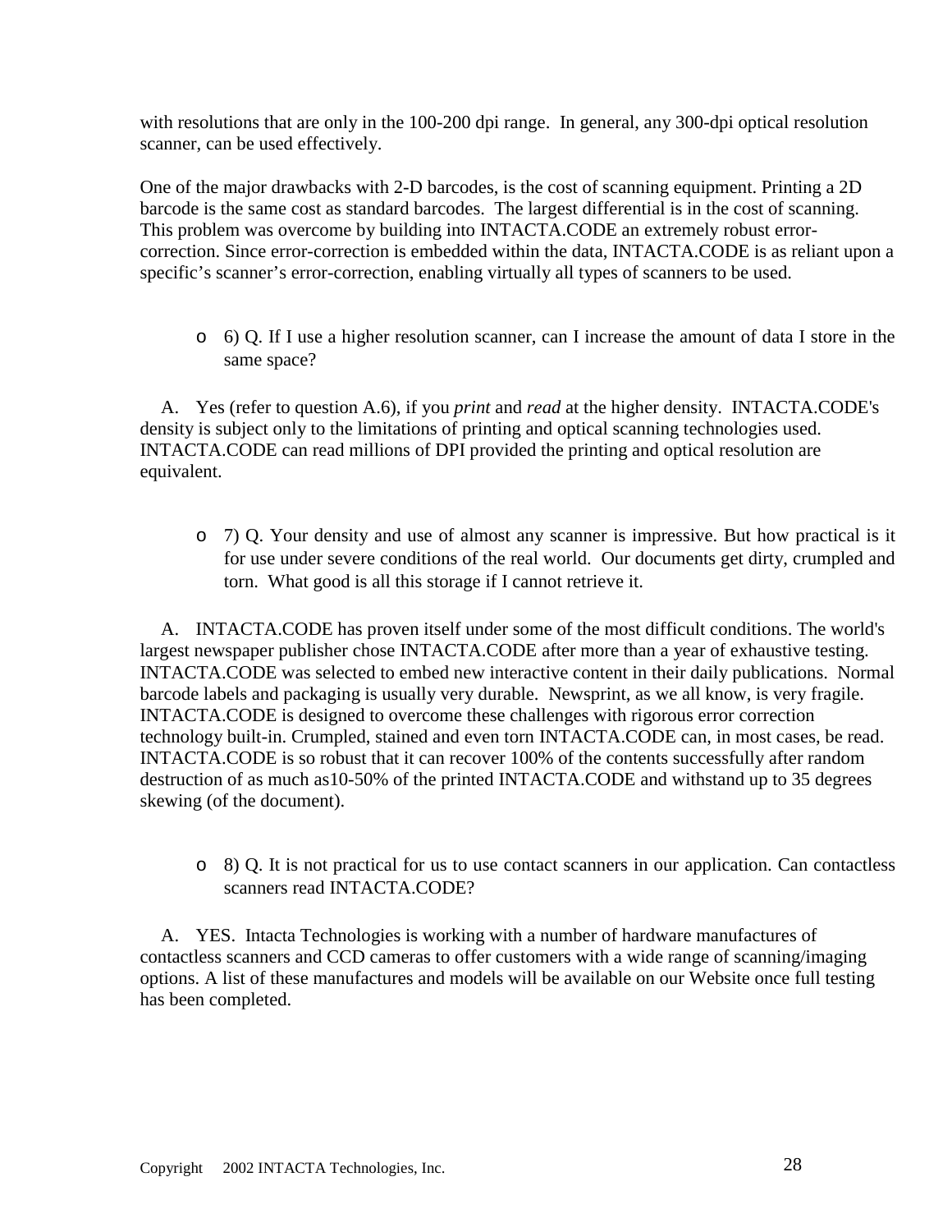with resolutions that are only in the 100-200 dpi range. In general, any 300-dpi optical resolution scanner, can be used effectively.

One of the major drawbacks with 2-D barcodes, is the cost of scanning equipment. Printing a 2D barcode is the same cost as standard barcodes. The largest differential is in the cost of scanning. This problem was overcome by building into INTACTA.CODE an extremely robust error-correction. Since error-correction is embedded within the data, INTACTA.CODE is as reliant upon a specific's scanner's error-correction, enabling virtually all types of scanners to be used.

- 6) Q. If I use a higher resolution scanner, can I increase the amount of data I store in the same space?

A. Yes (refer to question A.6), if you *print* and *read* at the higher density. INTACTA.CODE's density is subject only to the limitations of printing and optical scanning technologies used. INTACTA.CODE can read millions of DPI provided the printing and optical resolution are equivalent.

- 7) Q. Your density and use of almost any scanner is impressive. But how practical is it for use under severe conditions of the real world. Our documents get dirty, crumpled and torn. What good is all this storage if I cannot retrieve it.

A. INTACTA.CODE has proven itself under some of the most difficult conditions. The world's largest newspaper publisher chose INTACTA.CODE after more than a year of exhaustive testing. INTACTA.CODE was selected to embed new interactive content in their daily publications. Normal barcode labels and packaging is usually very durable. Newsprint, as we all know, is very fragile. INTACTA.CODE is designed to overcome these challenges with rigorous error correction technology built-in. Crumpled, stained and even torn INTACTA.CODE can, in most cases, be read. INTACTA.CODE is so robust that it can recover 100% of the contents successfully after random destruction of as much as10-50% of the printed INTACTA.CODE and withstand up to 35 degrees skewing (of the document).

- 8) Q. It is not practical for us to use contact scanners in our application. Can contactless scanners read INTACTA.CODE?

A. YES. Intacta Technologies is working with a number of hardware manufactures of contactless scanners and CCD cameras to offer customers with a wide range of scanning/imaging options. A list of these manufactures and models will be available on our Website once full testing has been completed.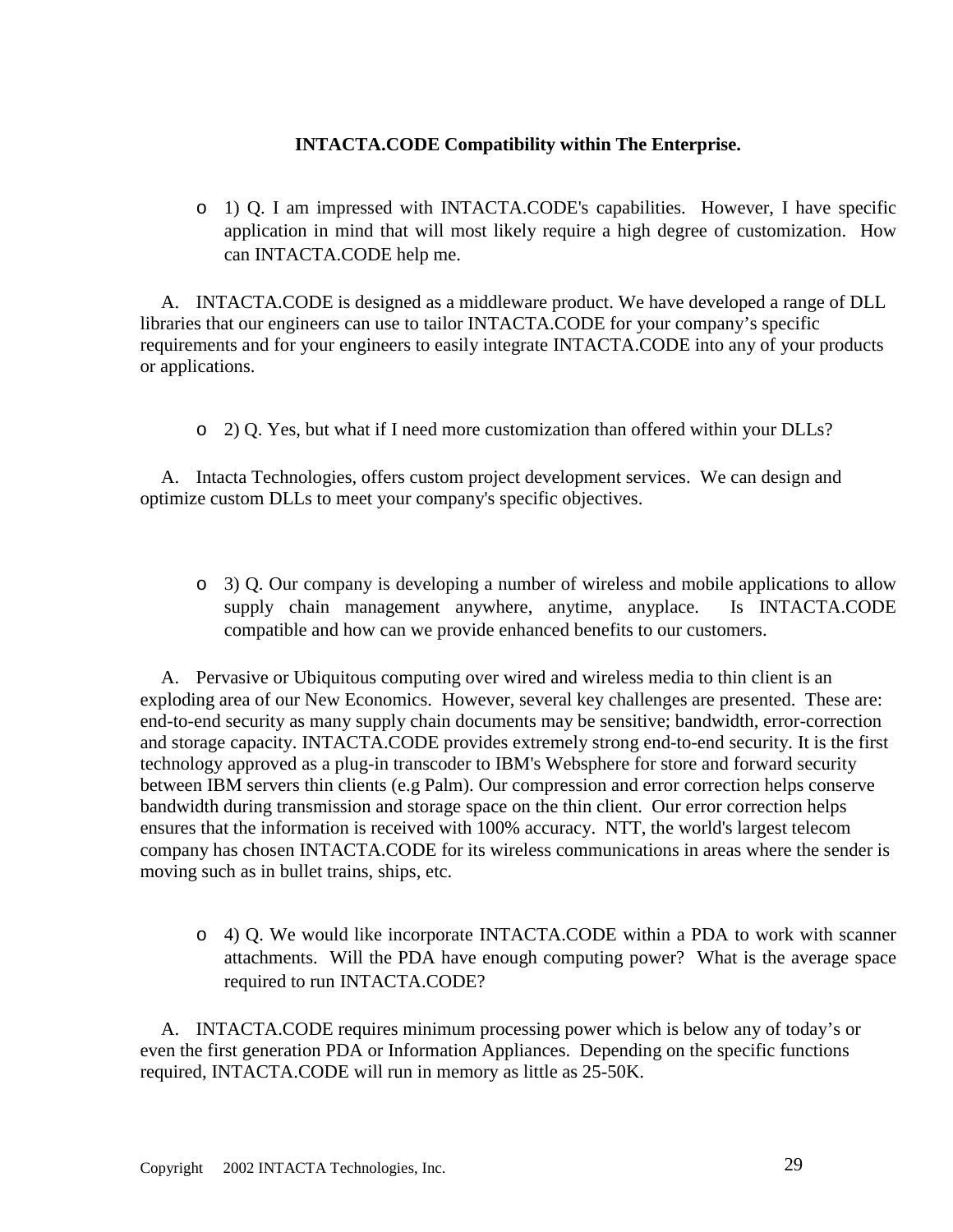**INTACTA.CODE Compatibility within The Enterprise.**

- 1) Q. I am impressed with INTACTA.CODE's capabilities. However, I have specific application in mind that will most likely require a high degree of customization. How can INTACTA.CODE help me.

A. INTACTA.CODE is designed as a middleware product. We have developed a range of DLL libraries that our engineers can use to tailor INTACTA.CODE for your company's specific requirements and for your engineers to easily integrate INTACTA.CODE into any of your products or applications.

- 2) Q. Yes, but what if I need more customization than offered within your DLLs?

A. Intacta Technologies, offers custom project development services. We can design and optimize custom DLLs to meet your company's specific objectives.

- 3) Q. Our company is developing a number of wireless and mobile applications to allow supply chain management anywhere, anytime, anyplace. Is INTACTA.CODE compatible and how can we provide enhanced benefits to our customers.

A. Pervasive or Ubiquitous computing over wired and wireless media to thin client is an exploding area of our New Economics. However, several key challenges are presented. These are: end-to-end security as many supply chain documents may be sensitive; bandwidth, error-correction and storage capacity. INTACTA.CODE provides extremely strong end-to-end security. It is the first technology approved as a plug-in transcoder to IBM's Websphere for store and forward security between IBM servers thin clients (e.g Palm). Our compression and error correction helps conserve bandwidth during transmission and storage space on the thin client. Our error correction helps ensures that the information is received with 100% accuracy. NTT, the world's largest telecom company has chosen INTACTA.CODE for its wireless communications in areas where the sender is moving such as in bullet trains, ships, etc.

- 4) Q. We would like incorporate INTACTA.CODE within a PDA to work with scanner attachments. Will the PDA have enough computing power? What is the average space required to run INTACTA.CODE?

A. INTACTA.CODE requires minimum processing power which is below any of today's or even the first generation PDA or Information Appliances. Depending on the specific functions required, INTACTA.CODE will run in memory as little as 25-50K.

Copyright 2002 INTACTA Technologies, Inc.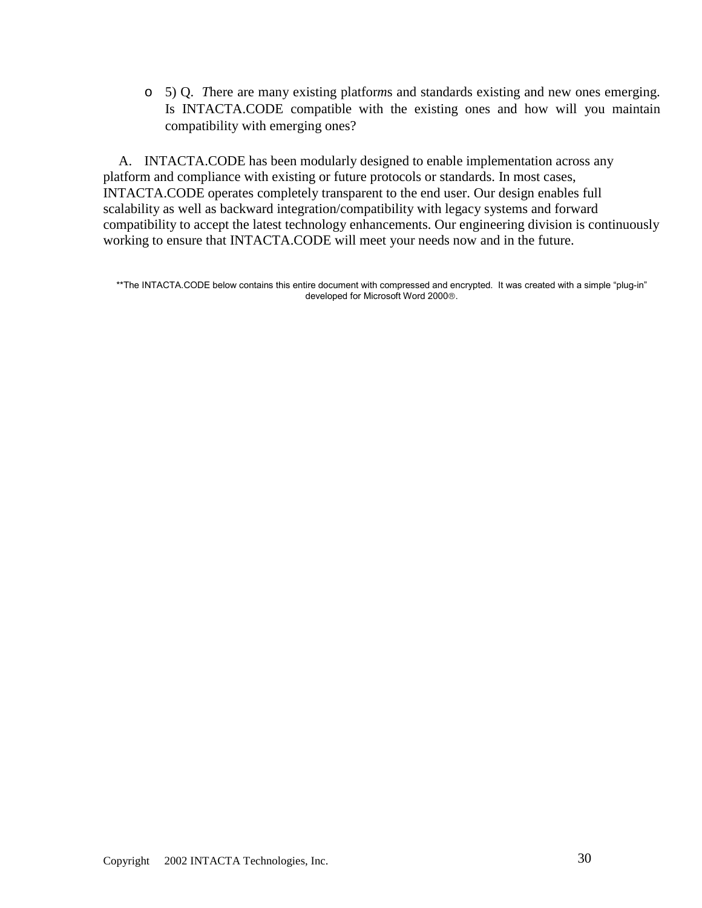- 5) Q. *T*here are many existing platfor*m*s and standards existing and new ones emerging. Is INTACTA.CODE compatible with the existing ones and how will you maintain compatibility with emerging ones?

A. INTACTA.CODE has been modularly designed to enable implementation across any platform and compliance with existing or future protocols or standards. In most cases, INTACTA.CODE operates completely transparent to the end user. Our design enables full scalability as well as backward integration/compatibility with legacy systems and forward compatibility to accept the latest technology enhancements. Our engineering division is continuously working to ensure that INTACTA.CODE will meet your needs now and in the future.

**The INTACTA.CODE below contains this entire document with compressed and encrypted. It was created with a simple "plug-in" developed for Microsoft Word 2000®.

Copyright 2002 INTACTA Technologies, Inc.